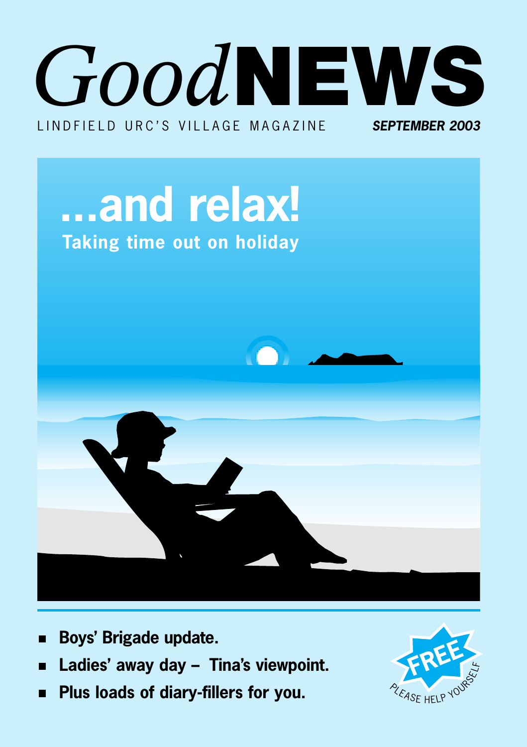# *Good* NEWS

LINDFIELD URC'S VILLAGE MAGAZINE **_SEPTEMBER 2003_**

## ...and relax!

**Taking time out on holiday**

- **Boys' Brigade update.**
- **Ladies' away day – Tina's viewpoint.**
- **Plus loads of diary-fillers for you.**

**FREE**
PLEASE HELP YOURSELF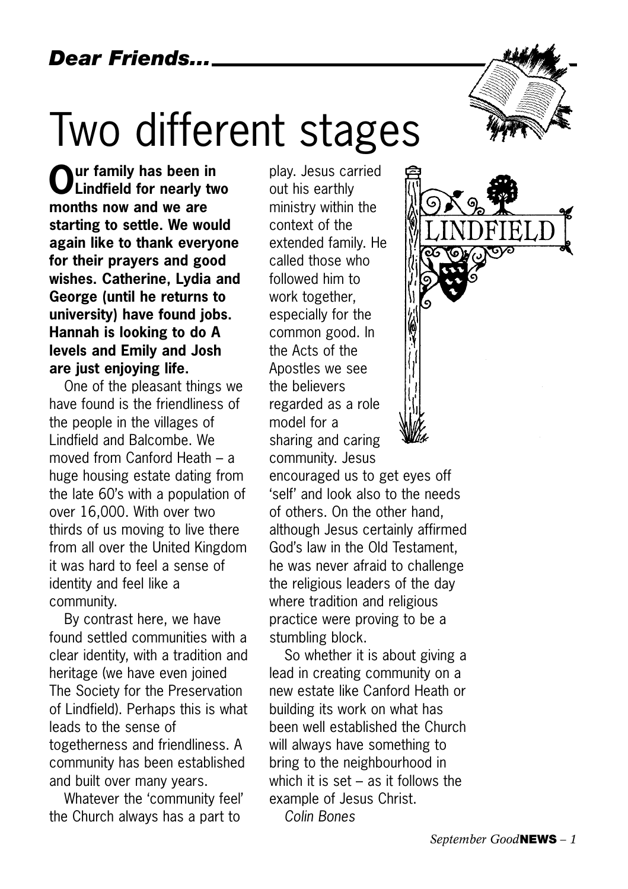*Dear Friends...*

# Two different stages

**Our family has been in Lindfield for nearly two months now and we are starting to settle. We would again like to thank everyone for their prayers and good wishes. Catherine, Lydia and George (until he returns to university) have found jobs. Hannah is looking to do A levels and Emily and Josh are just enjoying life.**

One of the pleasant things we have found is the friendliness of the people in the villages of Lindfield and Balcombe. We moved from Canford Heath – a huge housing estate dating from the late 60's with a population of over 16,000. With over two thirds of us moving to live there from all over the United Kingdom it was hard to feel a sense of identity and feel like a community.

By contrast here, we have found settled communities with a clear identity, with a tradition and heritage (we have even joined The Society for the Preservation of Lindfield). Perhaps this is what leads to the sense of togetherness and friendliness. A community has been established and built over many years.

Whatever the 'community feel' the Church always has a part to play. Jesus carried out his earthly ministry within the context of the extended family. He called those who followed him to work together, especially for the common good. In the Acts of the Apostles we see the believers regarded as a role model for a sharing and caring community. Jesus encouraged us to get eyes off 'self' and look also to the needs of others. On the other hand, although Jesus certainly affirmed God's law in the Old Testament, he was never afraid to challenge the religious leaders of the day where tradition and religious practice were proving to be a stumbling block.

So whether it is about giving a lead in creating community on a new estate like Canford Heath or building its work on what has been well established the Church will always have something to bring to the neighbourhood in which it is set – as it follows the example of Jesus Christ.

*Colin Bones*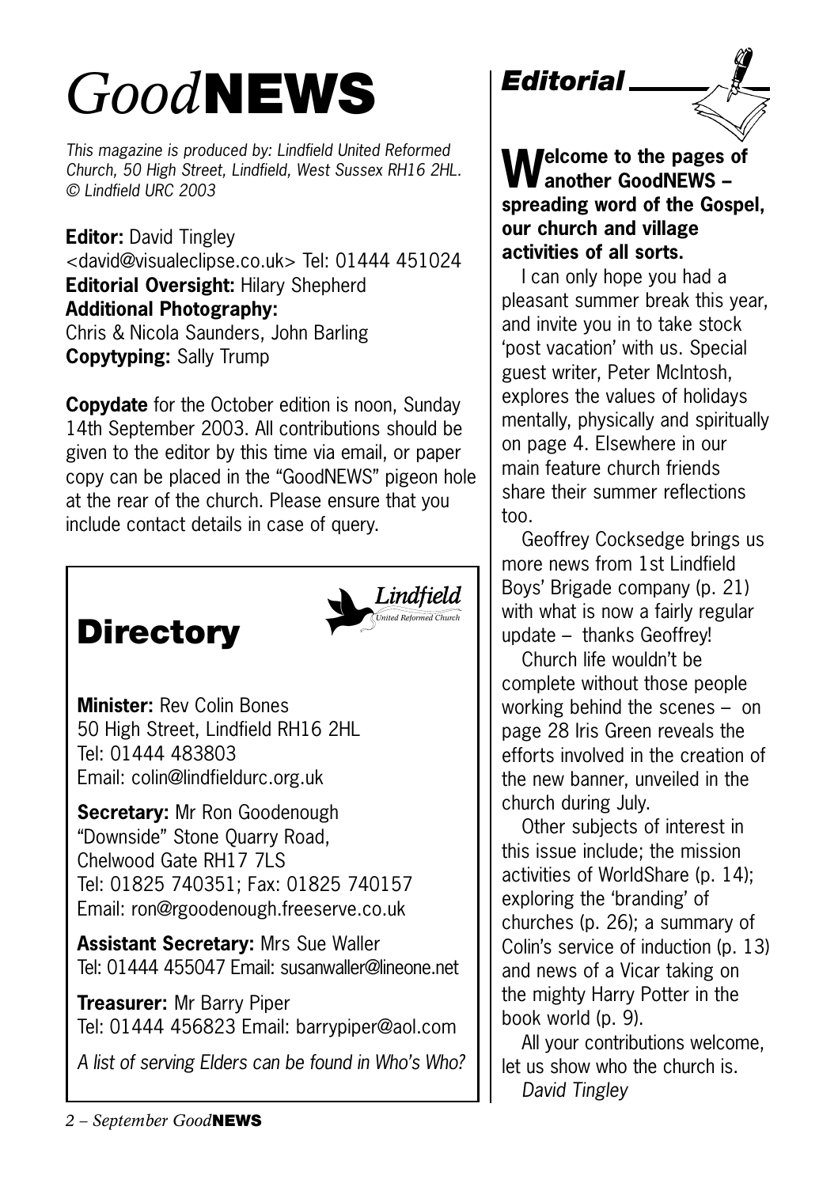# *Good*NEWS

*This magazine is produced by: Lindfield United Reformed Church, 50 High Street, Lindfield, West Sussex RH16 2HL. © Lindfield URC 2003*

**Editor:** David Tingley <david@visualeclipse.co.uk> Tel: 01444 451024
**Editorial Oversight:** Hilary Shepherd
**Additional Photography:** Chris & Nicola Saunders, John Barling
**Copytyping:** Sally Trump

**Copydate** for the October edition is noon, Sunday 14th September 2003. All contributions should be given to the editor by this time via email, or paper copy can be placed in the "GoodNEWS" pigeon hole at the rear of the church. Please ensure that you include contact details in case of query.

## Directory

Lindfield *United Reformed Church*

**Minister:** Rev Colin Bones
50 High Street, Lindfield RH16 2HL
Tel: 01444 483803
Email: colin@lindfieldurc.org.uk

**Secretary:** Mr Ron Goodenough
"Downside" Stone Quarry Road,
Chelwood Gate RH17 7LS
Tel: 01825 740351; Fax: 01825 740157
Email: ron@rgoodenough.freeserve.co.uk

**Assistant Secretary:** Mrs Sue Waller
Tel: 01444 455047 Email: susanwaller@lineone.net

**Treasurer:** Mr Barry Piper
Tel: 01444 456823 Email: barrypiper@aol.com

*A list of serving Elders can be found in Who's Who?*

## *Editorial*

**Welcome to the pages of another GoodNEWS – spreading word of the Gospel, our church and village activities of all sorts.**

I can only hope you had a pleasant summer break this year, and invite you in to take stock 'post vacation' with us. Special guest writer, Peter McIntosh, explores the values of holidays mentally, physically and spiritually on page 4. Elsewhere in our main feature church friends share their summer reflections too.

Geoffrey Cocksedge brings us more news from 1st Lindfield Boys' Brigade company (p. 21) with what is now a fairly regular update – thanks Geoffrey!

Church life wouldn't be complete without those people working behind the scenes – on page 28 Iris Green reveals the efforts involved in the creation of the new banner, unveiled in the church during July.

Other subjects of interest in this issue include; the mission activities of WorldShare (p. 14); exploring the 'branding' of churches (p. 26); a summary of Colin's service of induction (p. 13) and news of a Vicar taking on the mighty Harry Potter in the book world (p. 9).

All your contributions welcome, let us show who the church is.

*David Tingley*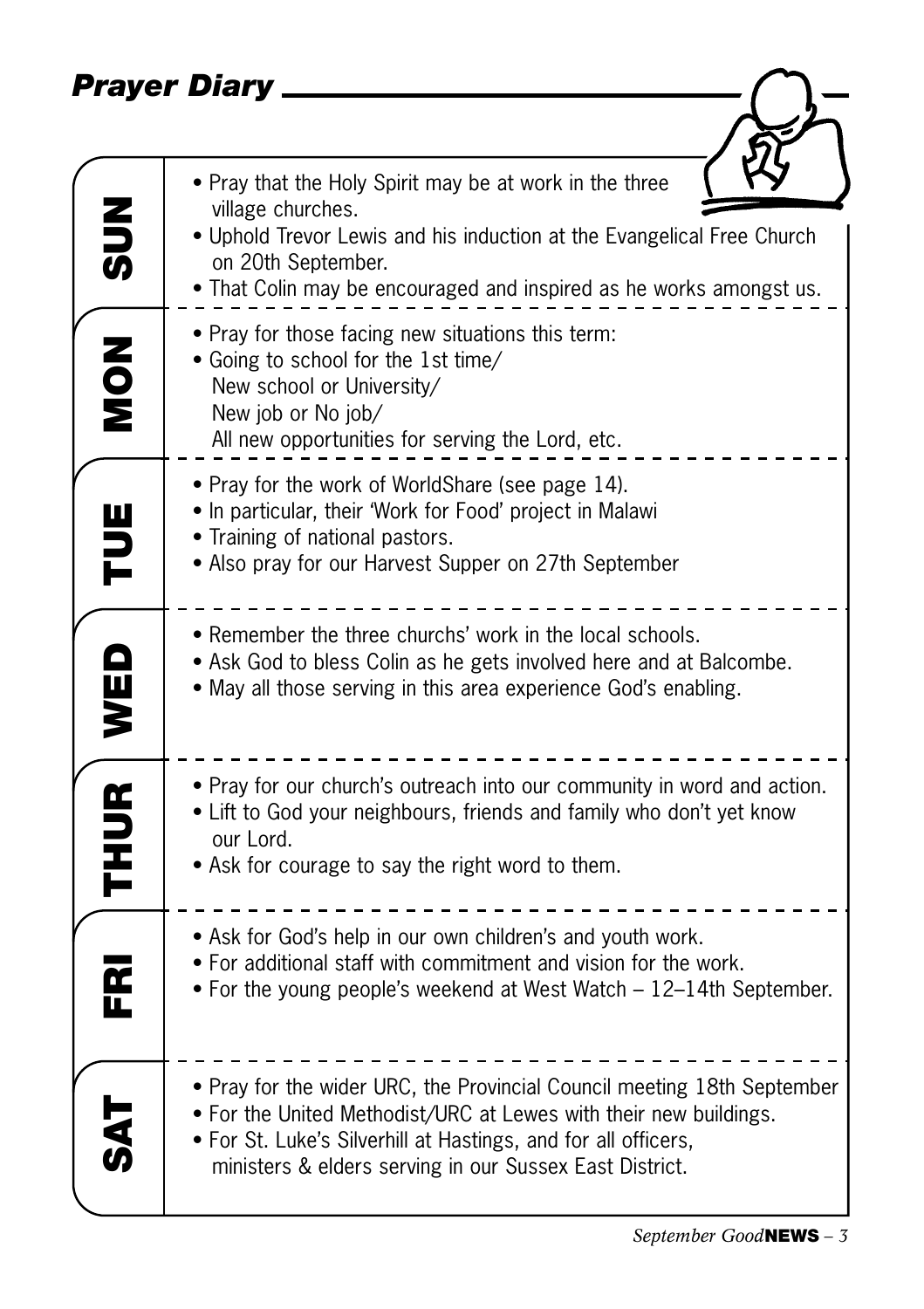# Prayer Diary

## SUN

- Pray that the Holy Spirit may be at work in the three village churches.
- Uphold Trevor Lewis and his induction at the Evangelical Free Church on 20th September.
- That Colin may be encouraged and inspired as he works amongst us.

## MON

- Pray for those facing new situations this term:
- Going to school for the 1st time/
  New school or University/
  New job or No job/
  All new opportunities for serving the Lord, etc.

## TUE

- Pray for the work of WorldShare (see page 14).
- In particular, their 'Work for Food' project in Malawi
- Training of national pastors.
- Also pray for our Harvest Supper on 27th September

## WED

- Remember the three churchs' work in the local schools.
- Ask God to bless Colin as he gets involved here and at Balcombe.
- May all those serving in this area experience God's enabling.

## THUR

- Pray for our church's outreach into our community in word and action.
- Lift to God your neighbours, friends and family who don't yet know our Lord.
- Ask for courage to say the right word to them.

## FRI

- Ask for God's help in our own children's and youth work.
- For additional staff with commitment and vision for the work.
- For the young people's weekend at West Watch – 12–14th September.

## SAT

- Pray for the wider URC, the Provincial Council meeting 18th September
- For the United Methodist/URC at Lewes with their new buildings.
- For St. Luke's Silverhill at Hastings, and for all officers, ministers & elders serving in our Sussex East District.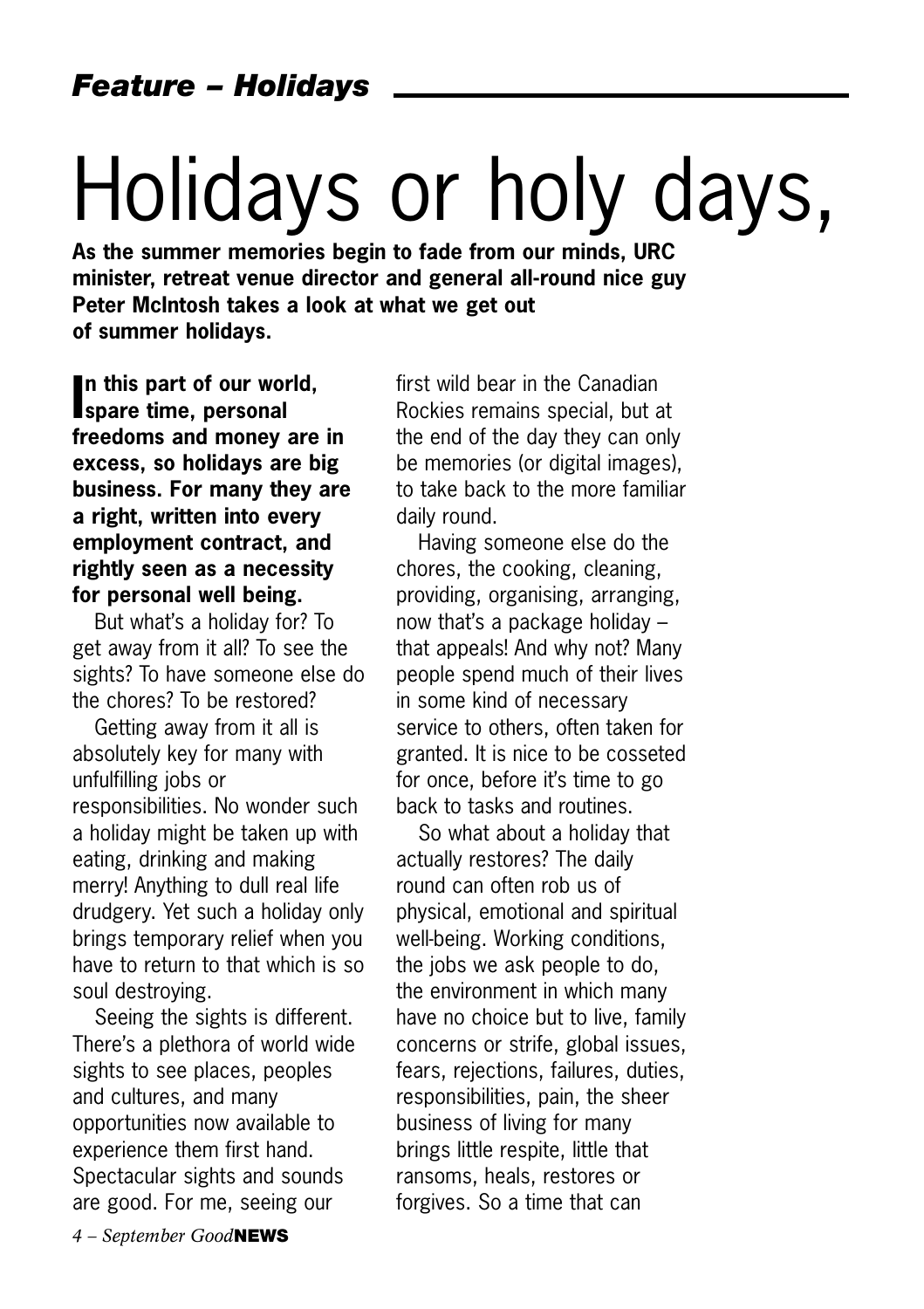*Feature – Holidays*

# Holidays or holy days,

**As the summer memories begin to fade from our minds, URC minister, retreat venue director and general all-round nice guy Peter McIntosh takes a look at what we get out of summer holidays.**

**In this part of our world, spare time, personal freedoms and money are in excess, so holidays are big business. For many they are a right, written into every employment contract, and rightly seen as a necessity for personal well being.**

But what's a holiday for? To get away from it all? To see the sights? To have someone else do the chores? To be restored?

Getting away from it all is absolutely key for many with unfulfilling jobs or responsibilities. No wonder such a holiday might be taken up with eating, drinking and making merry! Anything to dull real life drudgery. Yet such a holiday only brings temporary relief when you have to return to that which is so soul destroying.

Seeing the sights is different. There's a plethora of world wide sights to see places, peoples and cultures, and many opportunities now available to experience them first hand. Spectacular sights and sounds are good. For me, seeing our first wild bear in the Canadian Rockies remains special, but at the end of the day they can only be memories (or digital images), to take back to the more familiar daily round.

Having someone else do the chores, the cooking, cleaning, providing, organising, arranging, now that's a package holiday – that appeals! And why not? Many people spend much of their lives in some kind of necessary service to others, often taken for granted. It is nice to be cosseted for once, before it's time to go back to tasks and routines.

So what about a holiday that actually restores? The daily round can often rob us of physical, emotional and spiritual well-being. Working conditions, the jobs we ask people to do, the environment in which many have no choice but to live, family concerns or strife, global issues, fears, rejections, failures, duties, responsibilities, pain, the sheer business of living for many brings little respite, little that ransoms, heals, restores or forgives. So a time that can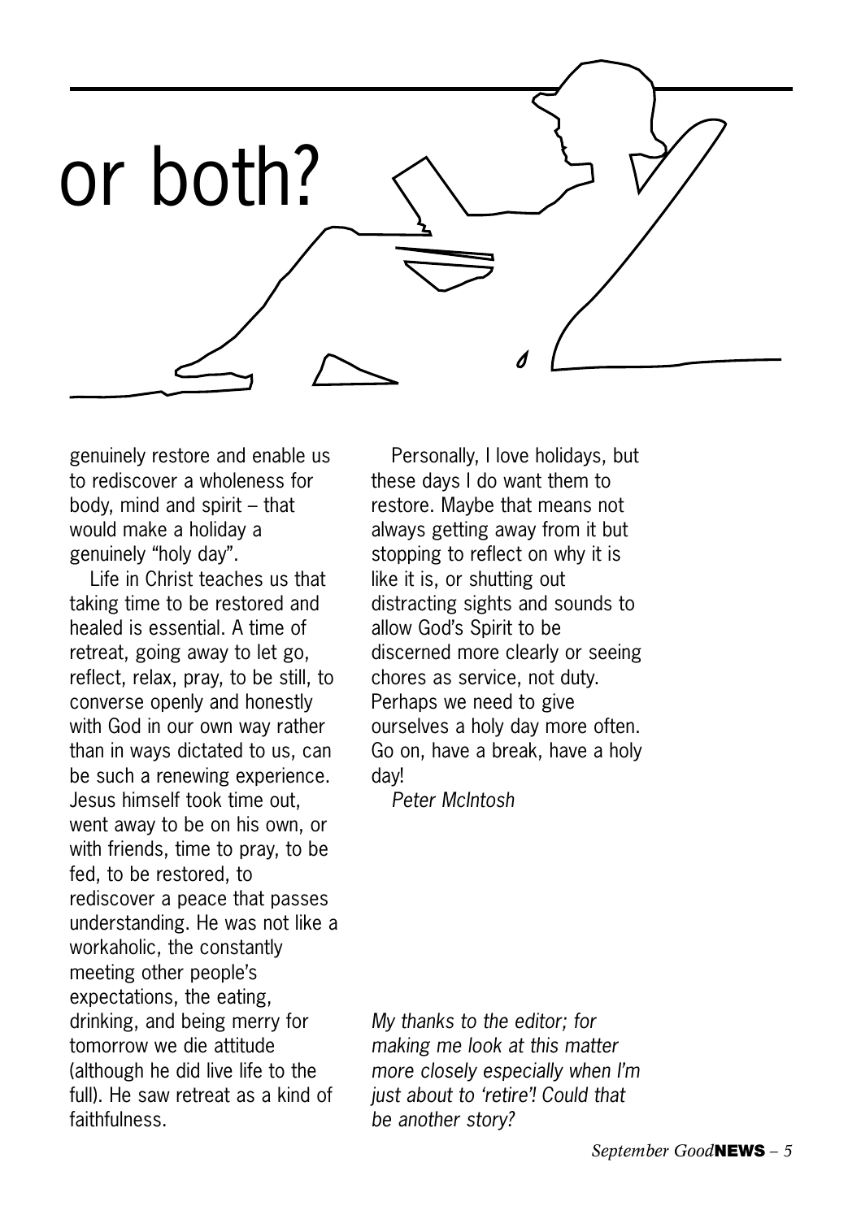# or both?

genuinely restore and enable us to rediscover a wholeness for body, mind and spirit – that would make a holiday a genuinely "holy day".

Life in Christ teaches us that taking time to be restored and healed is essential. A time of retreat, going away to let go, reflect, relax, pray, to be still, to converse openly and honestly with God in our own way rather than in ways dictated to us, can be such a renewing experience. Jesus himself took time out, went away to be on his own, or with friends, time to pray, to be fed, to be restored, to rediscover a peace that passes understanding. He was not like a workaholic, the constantly meeting other people's expectations, the eating, drinking, and being merry for tomorrow we die attitude (although he did live life to the full). He saw retreat as a kind of faithfulness.

Personally, I love holidays, but these days I do want them to restore. Maybe that means not always getting away from it but stopping to reflect on why it is like it is, or shutting out distracting sights and sounds to allow God's Spirit to be discerned more clearly or seeing chores as service, not duty. Perhaps we need to give ourselves a holy day more often. Go on, have a break, have a holy day!

*Peter McIntosh*

*My thanks to the editor; for making me look at this matter more closely especially when I'm just about to 'retire'! Could that be another story?*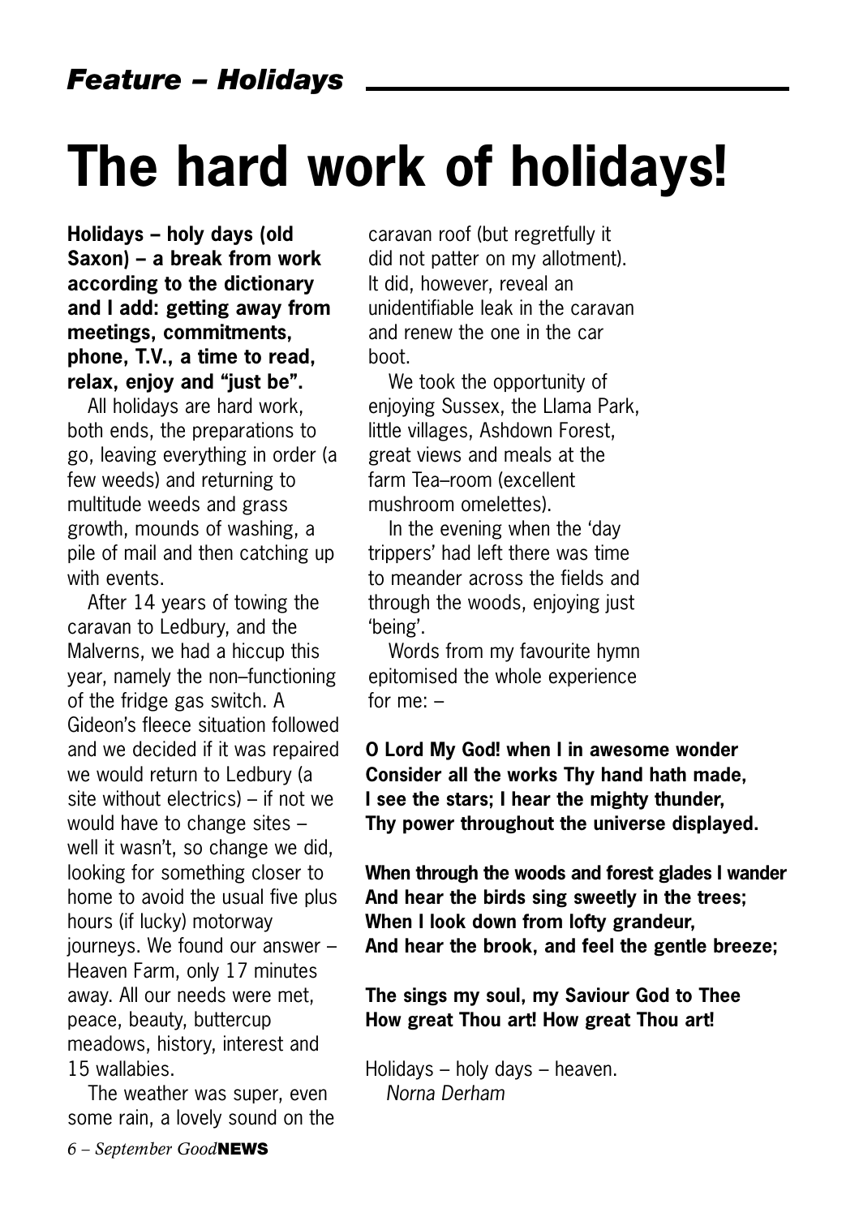*Feature – Holidays*

# The hard work of holidays!

**Holidays – holy days (old Saxon) – a break from work according to the dictionary and I add: getting away from meetings, commitments, phone, T.V., a time to read, relax, enjoy and "just be".**

All holidays are hard work, both ends, the preparations to go, leaving everything in order (a few weeds) and returning to multitude weeds and grass growth, mounds of washing, a pile of mail and then catching up with events.

After 14 years of towing the caravan to Ledbury, and the Malverns, we had a hiccup this year, namely the non–functioning of the fridge gas switch. A Gideon's fleece situation followed and we decided if it was repaired we would return to Ledbury (a site without electrics) – if not we would have to change sites – well it wasn't, so change we did, looking for something closer to home to avoid the usual five plus hours (if lucky) motorway journeys. We found our answer – Heaven Farm, only 17 minutes away. All our needs were met, peace, beauty, buttercup meadows, history, interest and 15 wallabies.

The weather was super, even some rain, a lovely sound on the caravan roof (but regretfully it did not patter on my allotment). It did, however, reveal an unidentifiable leak in the caravan and renew the one in the car boot.

We took the opportunity of enjoying Sussex, the Llama Park, little villages, Ashdown Forest, great views and meals at the farm Tea–room (excellent mushroom omelettes).

In the evening when the 'day trippers' had left there was time to meander across the fields and through the woods, enjoying just 'being'.

Words from my favourite hymn epitomised the whole experience for me: –

**O Lord My God! when I in awesome wonder
Consider all the works Thy hand hath made,
I see the stars; I hear the mighty thunder,
Thy power throughout the universe displayed.**

**When through the woods and forest glades I wander
And hear the birds sing sweetly in the trees;
When I look down from lofty grandeur,
And hear the brook, and feel the gentle breeze;**

**The sings my soul, my Saviour God to Thee
How great Thou art! How great Thou art!**

Holidays – holy days – heaven.

*Norna Derham*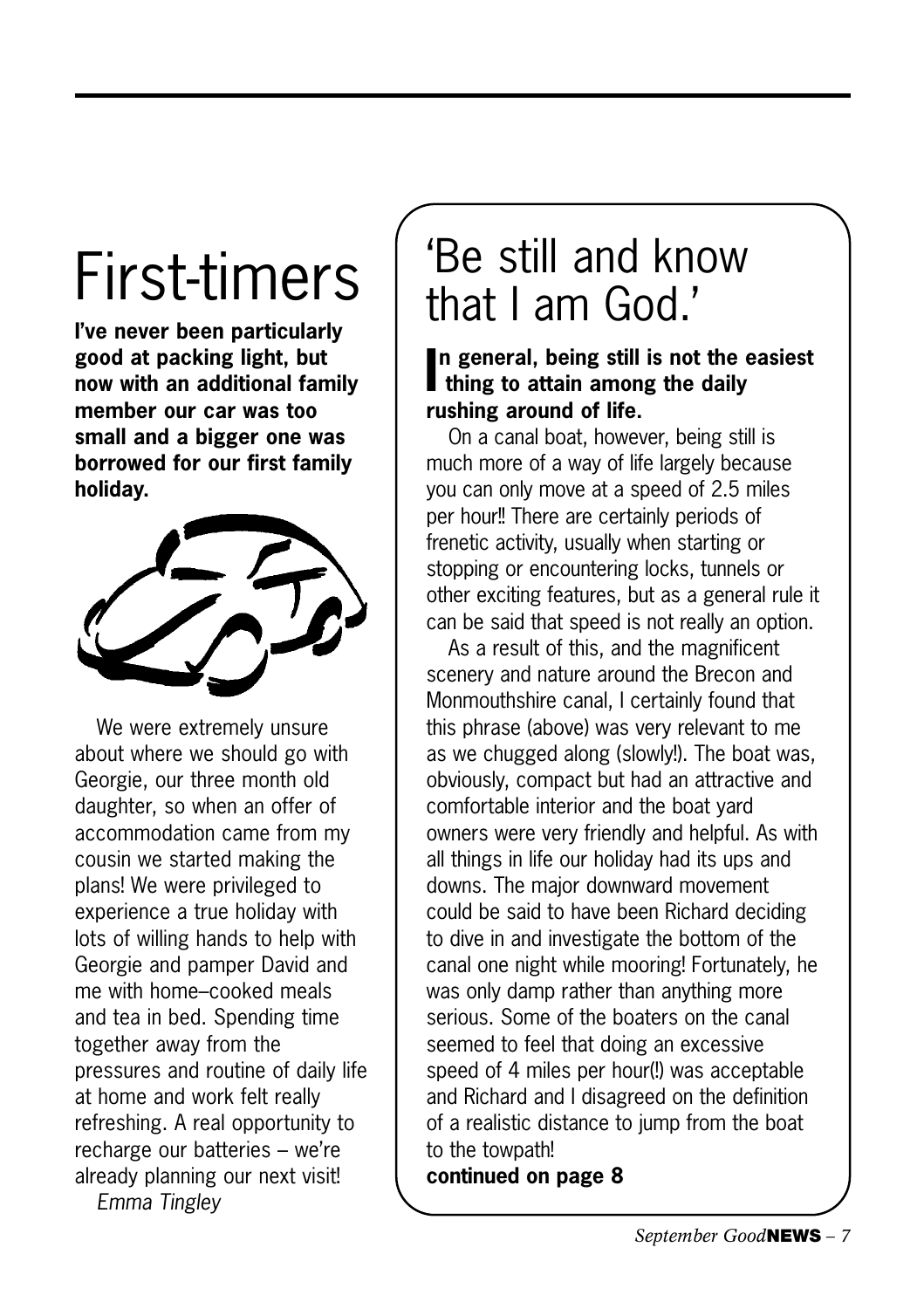# First-timers

**I've never been particularly good at packing light, but now with an additional family member our car was too small and a bigger one was borrowed for our first family holiday.**

We were extremely unsure about where we should go with Georgie, our three month old daughter, so when an offer of accommodation came from my cousin we started making the plans! We were privileged to experience a true holiday with lots of willing hands to help with Georgie and pamper David and me with home–cooked meals and tea in bed. Spending time together away from the pressures and routine of daily life at home and work felt really refreshing. A real opportunity to recharge our batteries – we're already planning our next visit!

*Emma Tingley*

# 'Be still and know that I am God.'

**In general, being still is not the easiest thing to attain among the daily rushing around of life.**

On a canal boat, however, being still is much more of a way of life largely because you can only move at a speed of 2.5 miles per hour‼ There are certainly periods of frenetic activity, usually when starting or stopping or encountering locks, tunnels or other exciting features, but as a general rule it can be said that speed is not really an option.

As a result of this, and the magnificent scenery and nature around the Brecon and Monmouthshire canal, I certainly found that this phrase (above) was very relevant to me as we chugged along (slowly!). The boat was, obviously, compact but had an attractive and comfortable interior and the boat yard owners were very friendly and helpful. As with all things in life our holiday had its ups and downs. The major downward movement could be said to have been Richard deciding to dive in and investigate the bottom of the canal one night while mooring! Fortunately, he was only damp rather than anything more serious. Some of the boaters on the canal seemed to feel that doing an excessive speed of 4 miles per hour(!) was acceptable and Richard and I disagreed on the definition of a realistic distance to jump from the boat to the towpath!

**continued on page 8**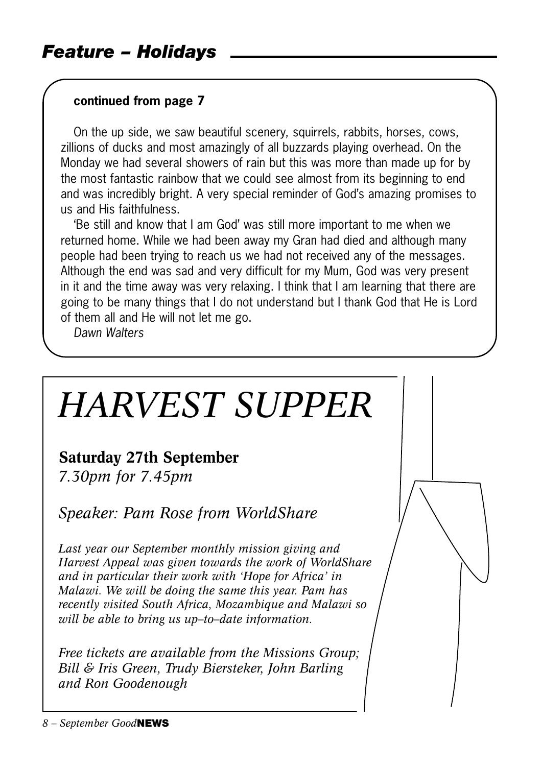## Feature – Holidays

**continued from page 7**

On the up side, we saw beautiful scenery, squirrels, rabbits, horses, cows, zillions of ducks and most amazingly of all buzzards playing overhead. On the Monday we had several showers of rain but this was more than made up for by the most fantastic rainbow that we could see almost from its beginning to end and was incredibly bright. A very special reminder of God's amazing promises to us and His faithfulness.

'Be still and know that I am God' was still more important to me when we returned home. While we had been away my Gran had died and although many people had been trying to reach us we had not received any of the messages. Although the end was sad and very difficult for my Mum, God was very present in it and the time away was very relaxing. I think that I am learning that there are going to be many things that I do not understand but I thank God that He is Lord of them all and He will not let me go.

*Dawn Walters*

# *HARVEST SUPPER*

**Saturday 27th September**

*7.30pm for 7.45pm*

*Speaker: Pam Rose from WorldShare*

*Last year our September monthly mission giving and Harvest Appeal was given towards the work of WorldShare and in particular their work with 'Hope for Africa' in Malawi. We will be doing the same this year. Pam has recently visited South Africa, Mozambique and Malawi so will be able to bring us up–to–date information.*

*Free tickets are available from the Missions Group; Bill & Iris Green, Trudy Biersteker, John Barling and Ron Goodenough*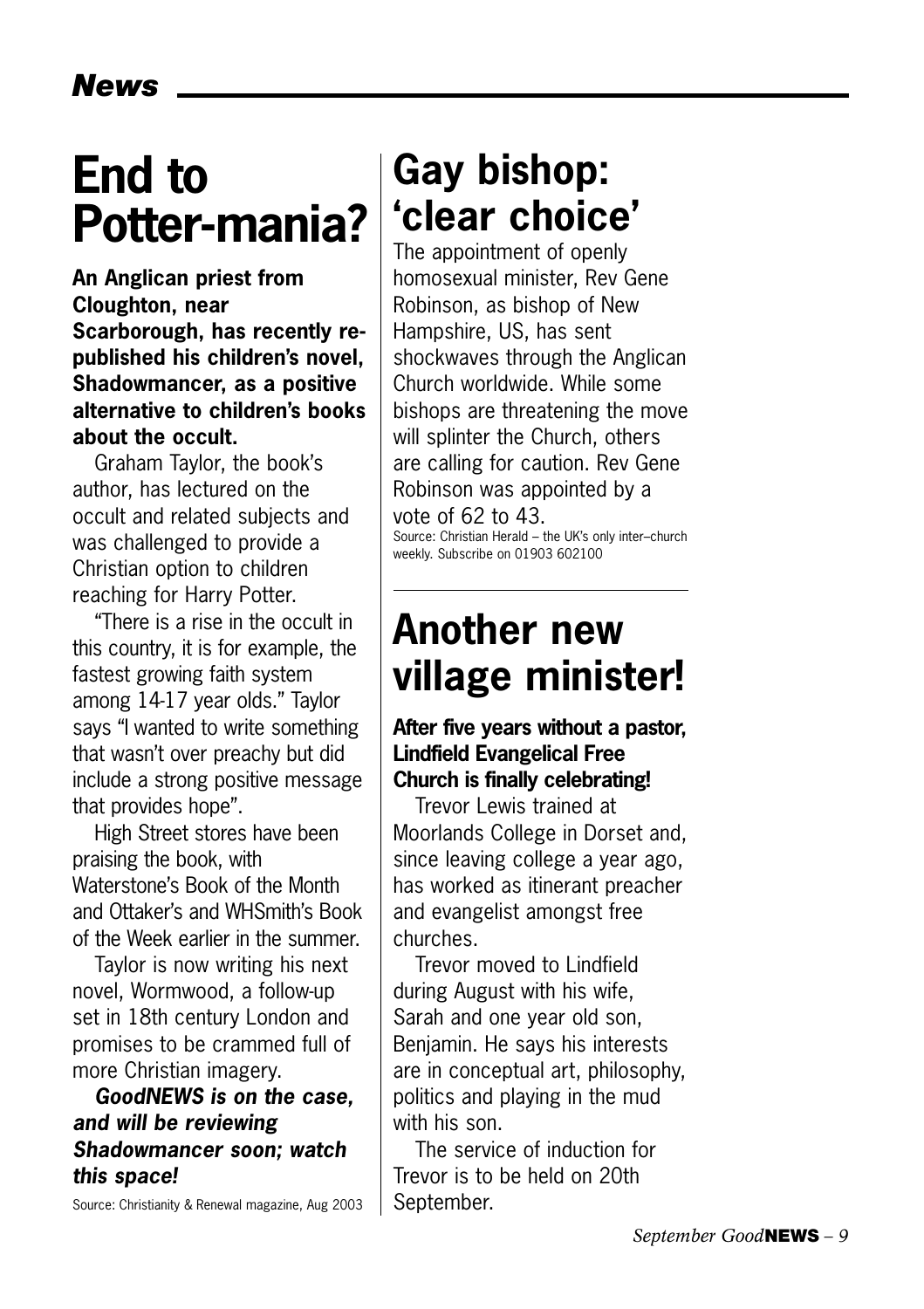# End to Potter-mania?

**An Anglican priest from Cloughton, near Scarborough, has recently re-published his children's novel, Shadowmancer, as a positive alternative to children's books about the occult.**

Graham Taylor, the book's author, has lectured on the occult and related subjects and was challenged to provide a Christian option to children reaching for Harry Potter.

"There is a rise in the occult in this country, it is for example, the fastest growing faith system among 14-17 year olds." Taylor says "I wanted to write something that wasn't over preachy but did include a strong positive message that provides hope".

High Street stores have been praising the book, with Waterstone's Book of the Month and Ottaker's and WHSmith's Book of the Week earlier in the summer.

Taylor is now writing his next novel, Wormwood, a follow-up set in 18th century London and promises to be crammed full of more Christian imagery.

***GoodNEWS is on the case, and will be reviewing Shadowmancer soon; watch this space!***

Source: Christianity & Renewal magazine, Aug 2003

# Gay bishop: 'clear choice'

The appointment of openly homosexual minister, Rev Gene Robinson, as bishop of New Hampshire, US, has sent shockwaves through the Anglican Church worldwide. While some bishops are threatening the move will splinter the Church, others are calling for caution. Rev Gene Robinson was appointed by a vote of 62 to 43.

Source: Christian Herald – the UK's only inter–church weekly. Subscribe on 01903 602100

# Another new village minister!

**After five years without a pastor, Lindfield Evangelical Free Church is finally celebrating!**

Trevor Lewis trained at Moorlands College in Dorset and, since leaving college a year ago, has worked as itinerant preacher and evangelist amongst free churches.

Trevor moved to Lindfield during August with his wife, Sarah and one year old son, Benjamin. He says his interests are in conceptual art, philosophy, politics and playing in the mud with his son.

The service of induction for Trevor is to be held on 20th September.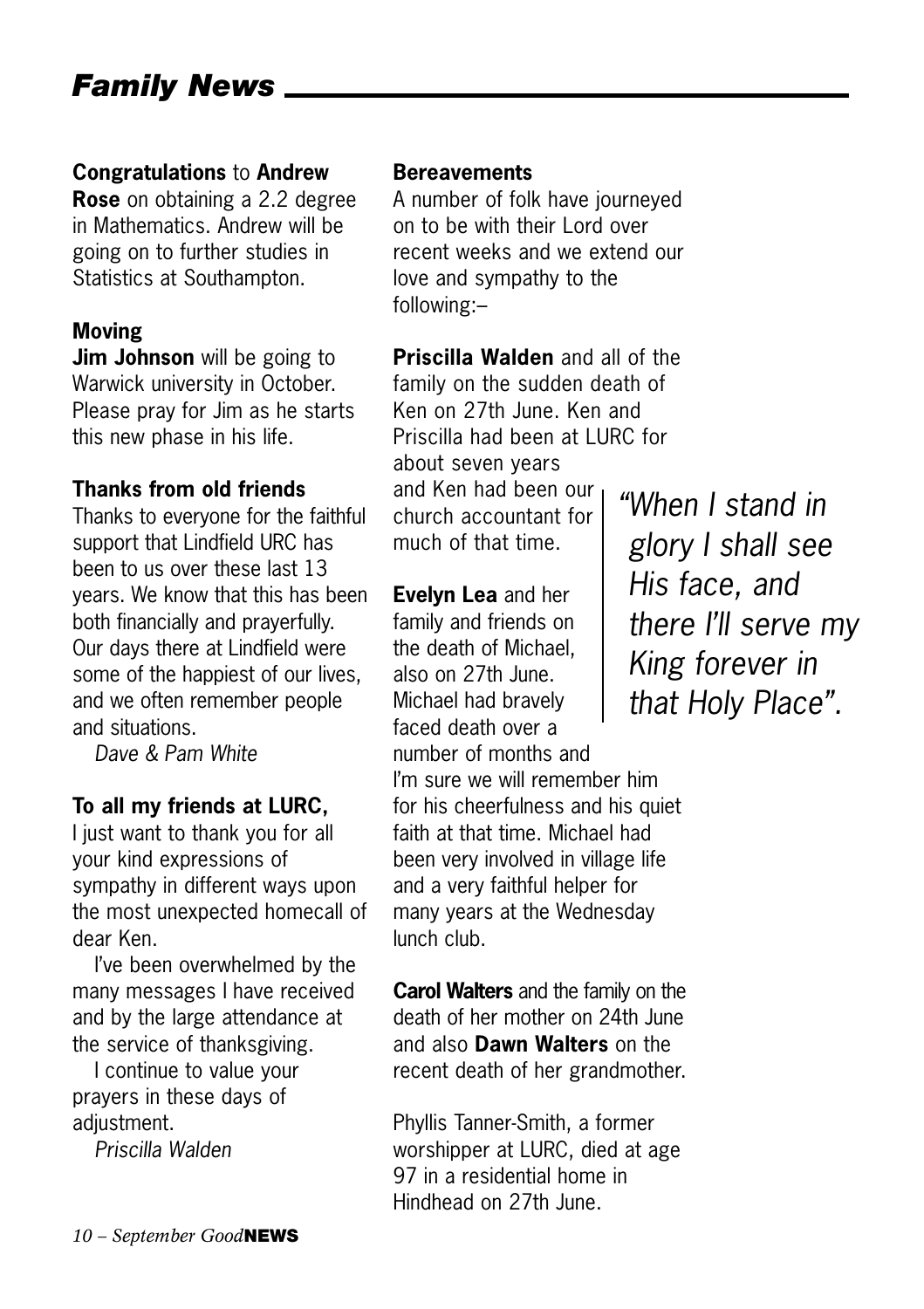# Family News

**Congratulations** to **Andrew Rose** on obtaining a 2.2 degree in Mathematics. Andrew will be going on to further studies in Statistics at Southampton.

**Moving**

**Jim Johnson** will be going to Warwick university in October. Please pray for Jim as he starts this new phase in his life.

**Thanks from old friends**

Thanks to everyone for the faithful support that Lindfield URC has been to us over these last 13 years. We know that this has been both financially and prayerfully. Our days there at Lindfield were some of the happiest of our lives, and we often remember people and situations.

*Dave & Pam White*

**To all my friends at LURC,**

I just want to thank you for all your kind expressions of sympathy in different ways upon the most unexpected homecall of dear Ken.

I've been overwhelmed by the many messages I have received and by the large attendance at the service of thanksgiving.

I continue to value your prayers in these days of adjustment.

*Priscilla Walden*

**Bereavements**

A number of folk have journeyed on to be with their Lord over recent weeks and we extend our love and sympathy to the following:–

**Priscilla Walden** and all of the family on the sudden death of Ken on 27th June. Ken and Priscilla had been at LURC for about seven years and Ken had been our church accountant for much of that time.

**Evelyn Lea** and her family and friends on the death of Michael, also on 27th June. Michael had bravely faced death over a number of months and I'm sure we will remember him for his cheerfulness and his quiet faith at that time. Michael had been very involved in village life and a very faithful helper for many years at the Wednesday lunch club.

*"When I stand in glory I shall see His face, and there I'll serve my King forever in that Holy Place".*

**Carol Walters** and the family on the death of her mother on 24th June and also **Dawn Walters** on the recent death of her grandmother.

Phyllis Tanner-Smith, a former worshipper at LURC, died at age 97 in a residential home in Hindhead on 27th June.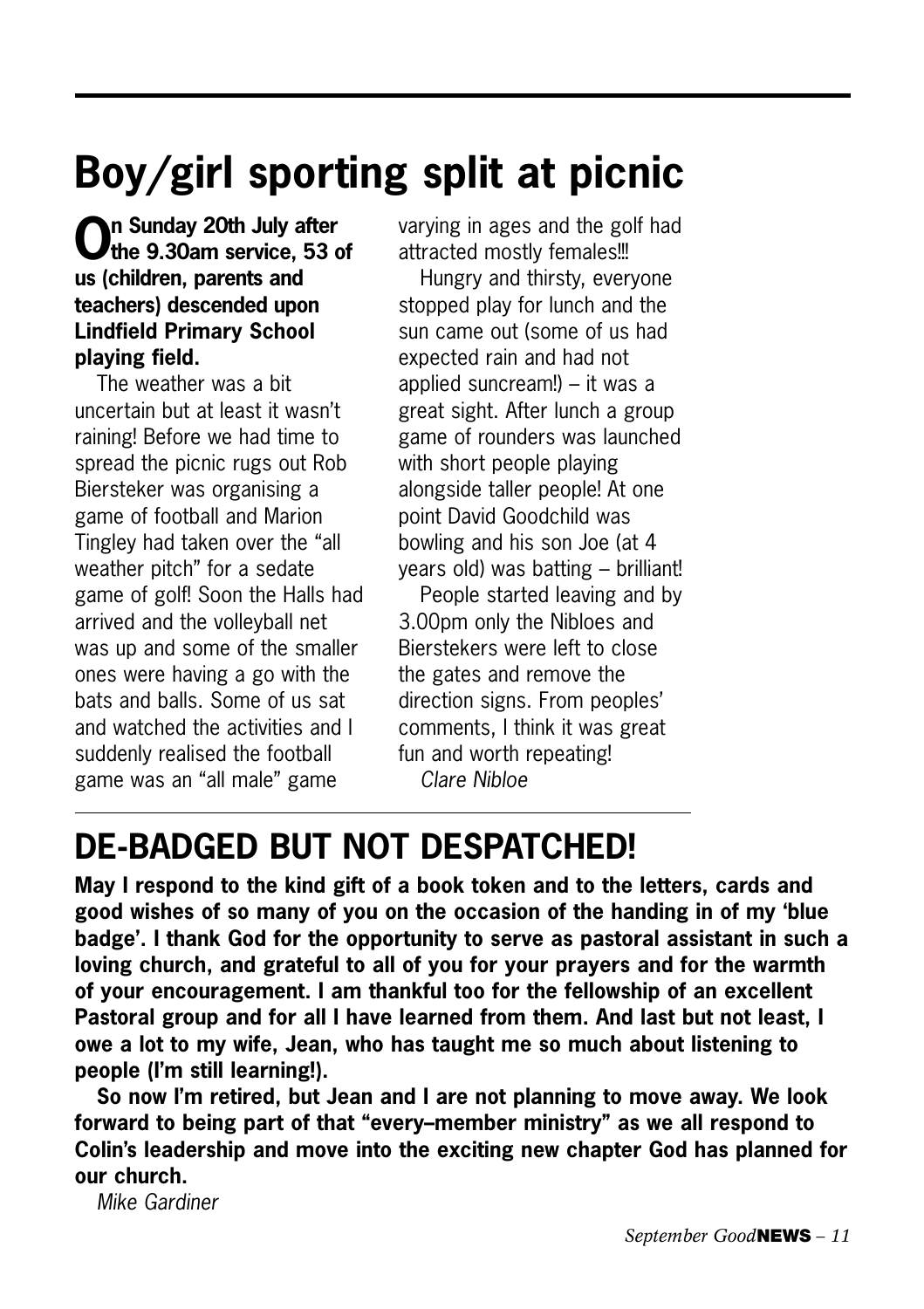# Boy/girl sporting split at picnic

**On Sunday 20th July after the 9.30am service, 53 of us (children, parents and teachers) descended upon Lindfield Primary School playing field.**

The weather was a bit uncertain but at least it wasn't raining! Before we had time to spread the picnic rugs out Rob Biersteker was organising a game of football and Marion Tingley had taken over the "all weather pitch" for a sedate game of golf! Soon the Halls had arrived and the volleyball net was up and some of the smaller ones were having a go with the bats and balls. Some of us sat and watched the activities and I suddenly realised the football game was an "all male" game varying in ages and the golf had attracted mostly females!!!

Hungry and thirsty, everyone stopped play for lunch and the sun came out (some of us had expected rain and had not applied suncream!) – it was a great sight. After lunch a group game of rounders was launched with short people playing alongside taller people! At one point David Goodchild was bowling and his son Joe (at 4 years old) was batting – brilliant!

People started leaving and by 3.00pm only the Nibloes and Bierstekers were left to close the gates and remove the direction signs. From peoples' comments, I think it was great fun and worth repeating!

*Clare Nibloe*

## DE-BADGED BUT NOT DESPATCHED!

**May I respond to the kind gift of a book token and to the letters, cards and good wishes of so many of you on the occasion of the handing in of my 'blue badge'. I thank God for the opportunity to serve as pastoral assistant in such a loving church, and grateful to all of you for your prayers and for the warmth of your encouragement. I am thankful too for the fellowship of an excellent Pastoral group and for all I have learned from them. And last but not least, I owe a lot to my wife, Jean, who has taught me so much about listening to people (I'm still learning!).**

**So now I'm retired, but Jean and I are not planning to move away. We look forward to being part of that "every–member ministry" as we all respond to Colin's leadership and move into the exciting new chapter God has planned for our church.**

*Mike Gardiner*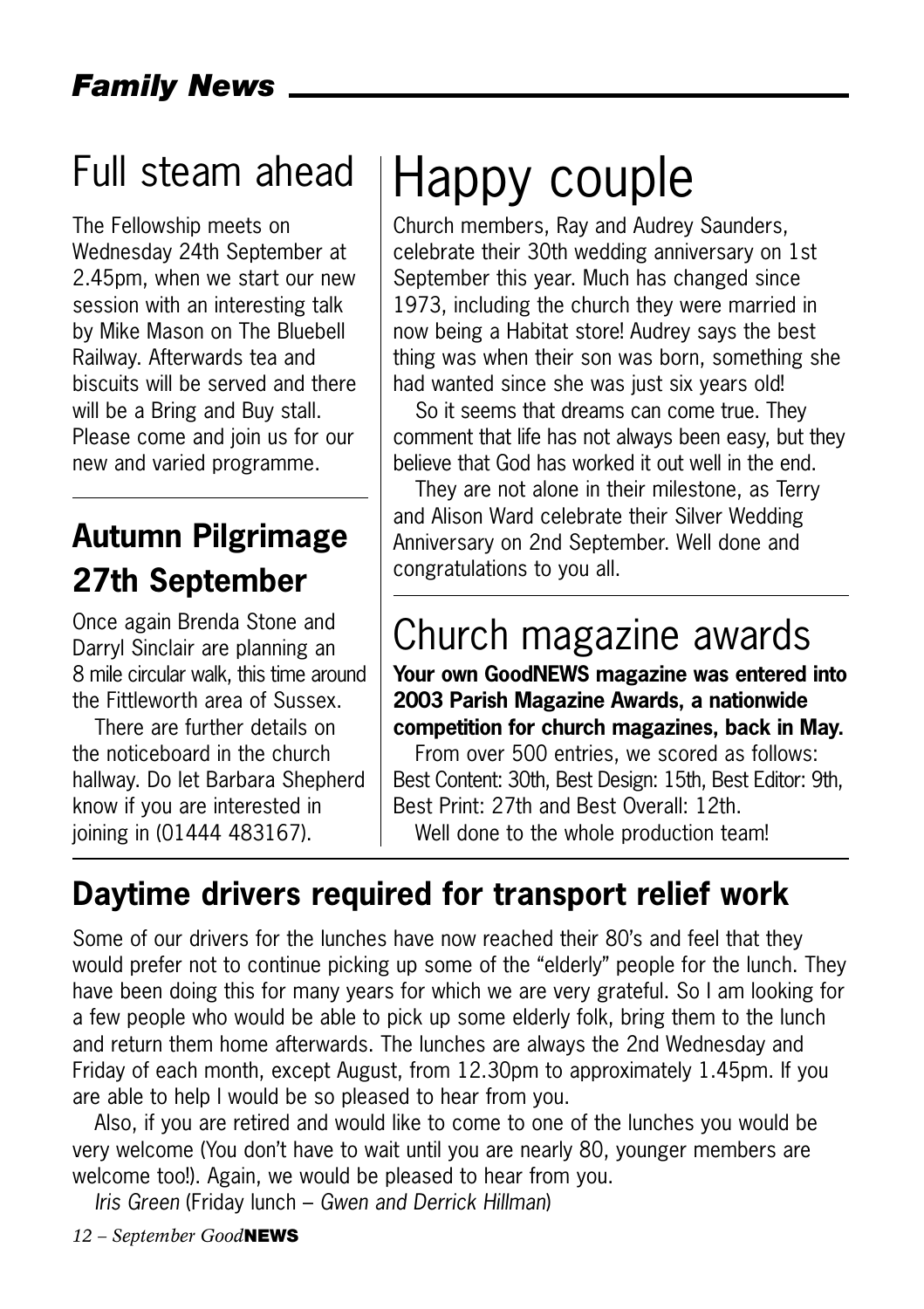## *Family News*

# Full steam ahead

The Fellowship meets on Wednesday 24th September at 2.45pm, when we start our new session with an interesting talk by Mike Mason on The Bluebell Railway. Afterwards tea and biscuits will be served and there will be a Bring and Buy stall. Please come and join us for our new and varied programme.

## Autumn Pilgrimage 27th September

Once again Brenda Stone and Darryl Sinclair are planning an 8 mile circular walk, this time around the Fittleworth area of Sussex.

There are further details on the noticeboard in the church hallway. Do let Barbara Shepherd know if you are interested in joining in (01444 483167).

# Happy couple

Church members, Ray and Audrey Saunders, celebrate their 30th wedding anniversary on 1st September this year. Much has changed since 1973, including the church they were married in now being a Habitat store! Audrey says the best thing was when their son was born, something she had wanted since she was just six years old!

So it seems that dreams can come true. They comment that life has not always been easy, but they believe that God has worked it out well in the end.

They are not alone in their milestone, as Terry and Alison Ward celebrate their Silver Wedding Anniversary on 2nd September. Well done and congratulations to you all.

# Church magazine awards

**Your own GoodNEWS magazine was entered into 2003 Parish Magazine Awards, a nationwide competition for church magazines, back in May.**

From over 500 entries, we scored as follows: Best Content: 30th, Best Design: 15th, Best Editor: 9th, Best Print: 27th and Best Overall: 12th.

Well done to the whole production team!

## Daytime drivers required for transport relief work

Some of our drivers for the lunches have now reached their 80's and feel that they would prefer not to continue picking up some of the "elderly" people for the lunch. They have been doing this for many years for which we are very grateful. So I am looking for a few people who would be able to pick up some elderly folk, bring them to the lunch and return them home afterwards. The lunches are always the 2nd Wednesday and Friday of each month, except August, from 12.30pm to approximately 1.45pm. If you are able to help I would be so pleased to hear from you.

Also, if you are retired and would like to come to one of the lunches you would be very welcome (You don't have to wait until you are nearly 80, younger members are welcome too!). Again, we would be pleased to hear from you.

*Iris Green* (Friday lunch – *Gwen and Derrick Hillman*)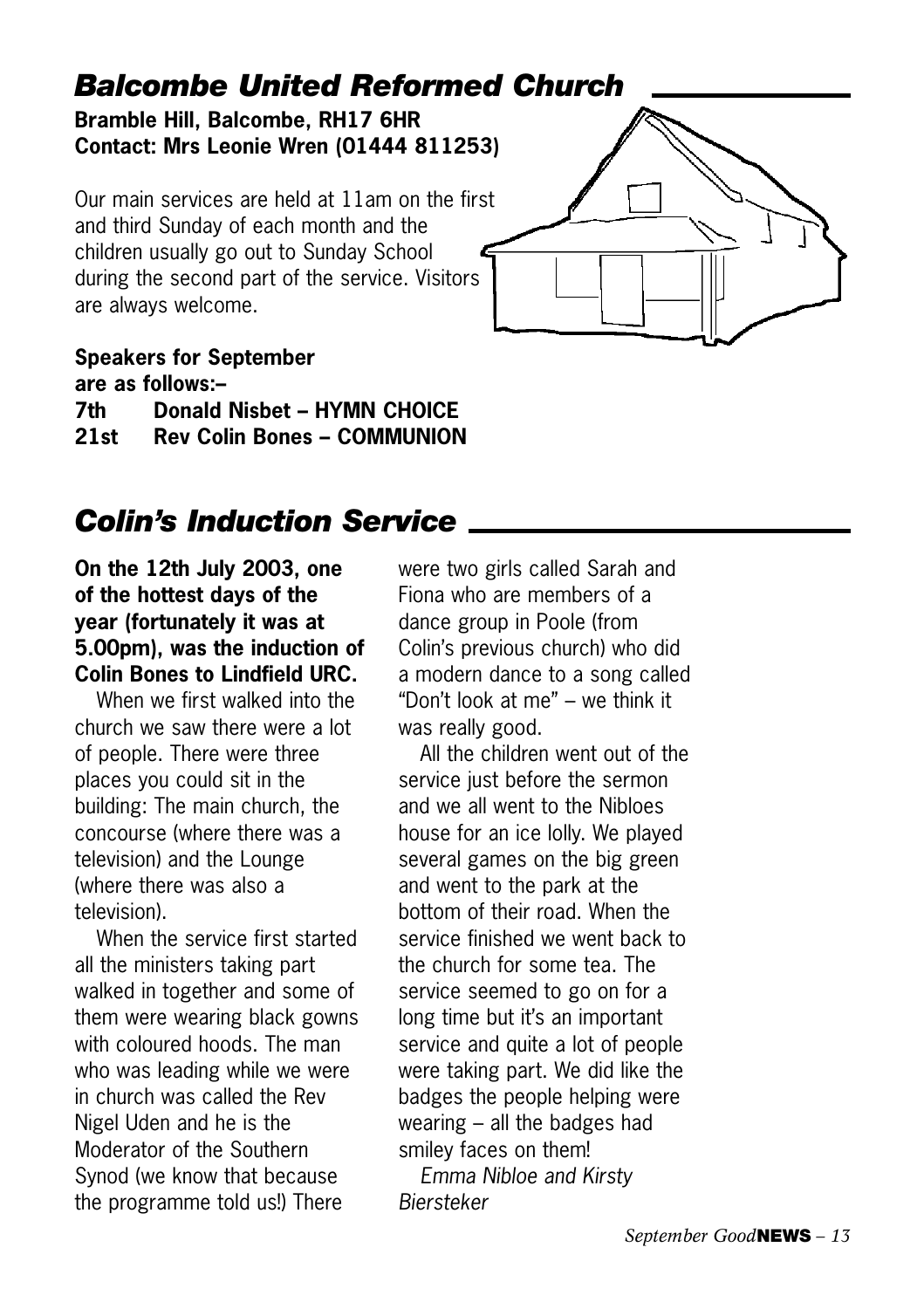## *Balcombe United Reformed Church*

**Bramble Hill, Balcombe, RH17 6HR**
**Contact: Mrs Leonie Wren (01444 811253)**

Our main services are held at 11am on the first and third Sunday of each month and the children usually go out to Sunday School during the second part of the service. Visitors are always welcome.

**Speakers for September are as follows:–**

**7th Donald Nisbet – HYMN CHOICE**
**21st Rev Colin Bones – COMMUNION**

## *Colin's Induction Service*

**On the 12th July 2003, one of the hottest days of the year (fortunately it was at 5.00pm), was the induction of Colin Bones to Lindfield URC.**

When we first walked into the church we saw there were a lot of people. There were three places you could sit in the building: The main church, the concourse (where there was a television) and the Lounge (where there was also a television).

When the service first started all the ministers taking part walked in together and some of them were wearing black gowns with coloured hoods. The man who was leading while we were in church was called the Rev Nigel Uden and he is the Moderator of the Southern Synod (we know that because the programme told us!) There were two girls called Sarah and Fiona who are members of a dance group in Poole (from Colin's previous church) who did a modern dance to a song called "Don't look at me" – we think it was really good.

All the children went out of the service just before the sermon and we all went to the Nibloes house for an ice lolly. We played several games on the big green and went to the park at the bottom of their road. When the service finished we went back to the church for some tea. The service seemed to go on for a long time but it's an important service and quite a lot of people were taking part. We did like the badges the people helping were wearing – all the badges had smiley faces on them!

*Emma Nibloe and Kirsty Biersteker*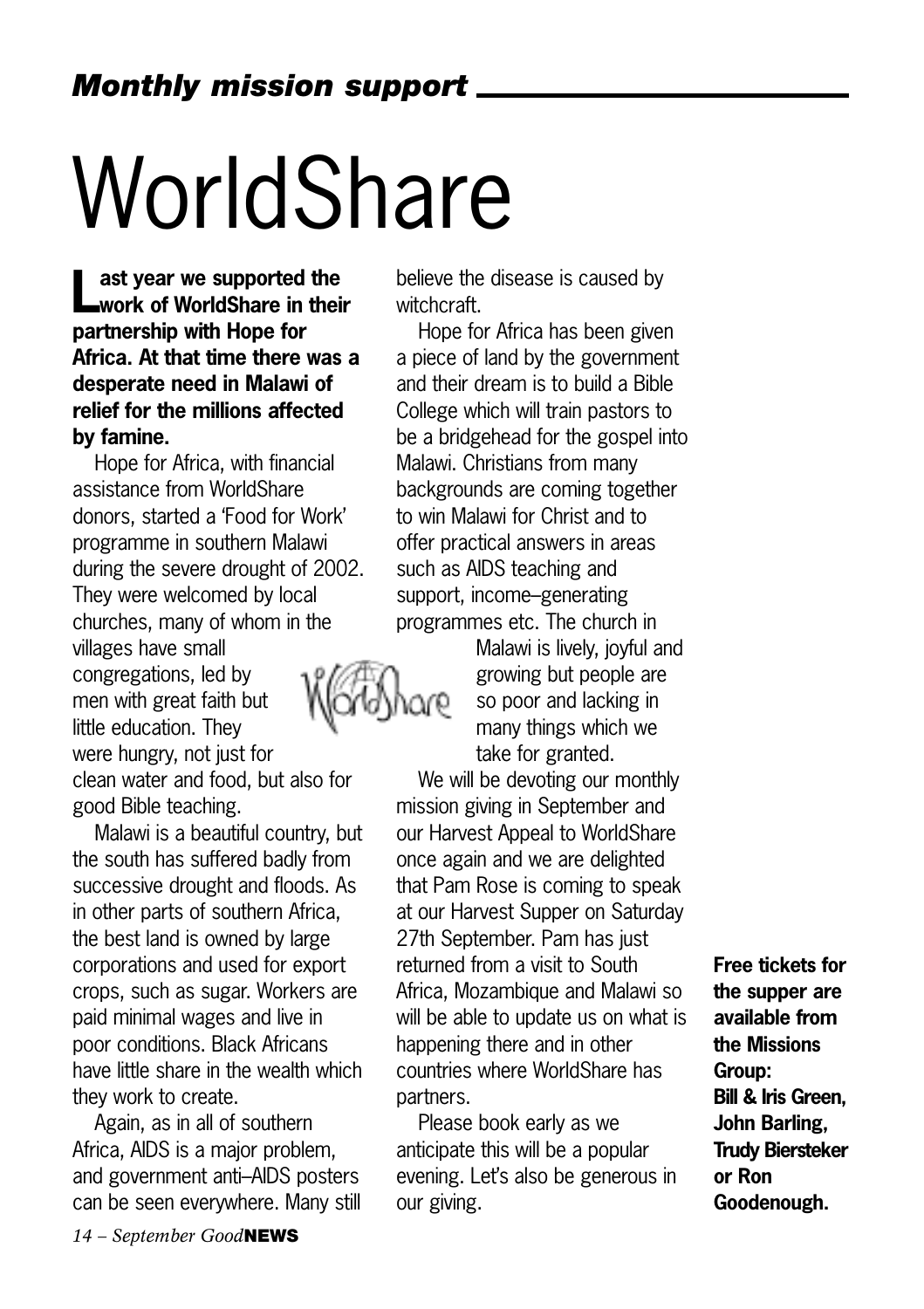## *Monthly mission support*

# WorldShare

**Last year we supported the work of WorldShare in their partnership with Hope for Africa. At that time there was a desperate need in Malawi of relief for the millions affected by famine.**

Hope for Africa, with financial assistance from WorldShare donors, started a 'Food for Work' programme in southern Malawi during the severe drought of 2002. They were welcomed by local churches, many of whom in the villages have small congregations, led by men with great faith but little education. They were hungry, not just for clean water and food, but also for good Bible teaching.

Malawi is a beautiful country, but the south has suffered badly from successive drought and floods. As in other parts of southern Africa, the best land is owned by large corporations and used for export crops, such as sugar. Workers are paid minimal wages and live in poor conditions. Black Africans have little share in the wealth which they work to create.

Again, as in all of southern Africa, AIDS is a major problem, and government anti–AIDS posters can be seen everywhere. Many still believe the disease is caused by witchcraft.

Hope for Africa has been given a piece of land by the government and their dream is to build a Bible College which will train pastors to be a bridgehead for the gospel into Malawi. Christians from many backgrounds are coming together to win Malawi for Christ and to offer practical answers in areas such as AIDS teaching and support, income–generating programmes etc. The church in Malawi is lively, joyful and growing but people are so poor and lacking in many things which we take for granted.

We will be devoting our monthly mission giving in September and our Harvest Appeal to WorldShare once again and we are delighted that Pam Rose is coming to speak at our Harvest Supper on Saturday 27th September. Pam has just returned from a visit to South Africa, Mozambique and Malawi so will be able to update us on what is happening there and in other countries where WorldShare has partners.

Please book early as we anticipate this will be a popular evening. Let's also be generous in our giving.

**Free tickets for the supper are available from the Missions Group: Bill & Iris Green, John Barling, Trudy Biersteker or Ron Goodenough.**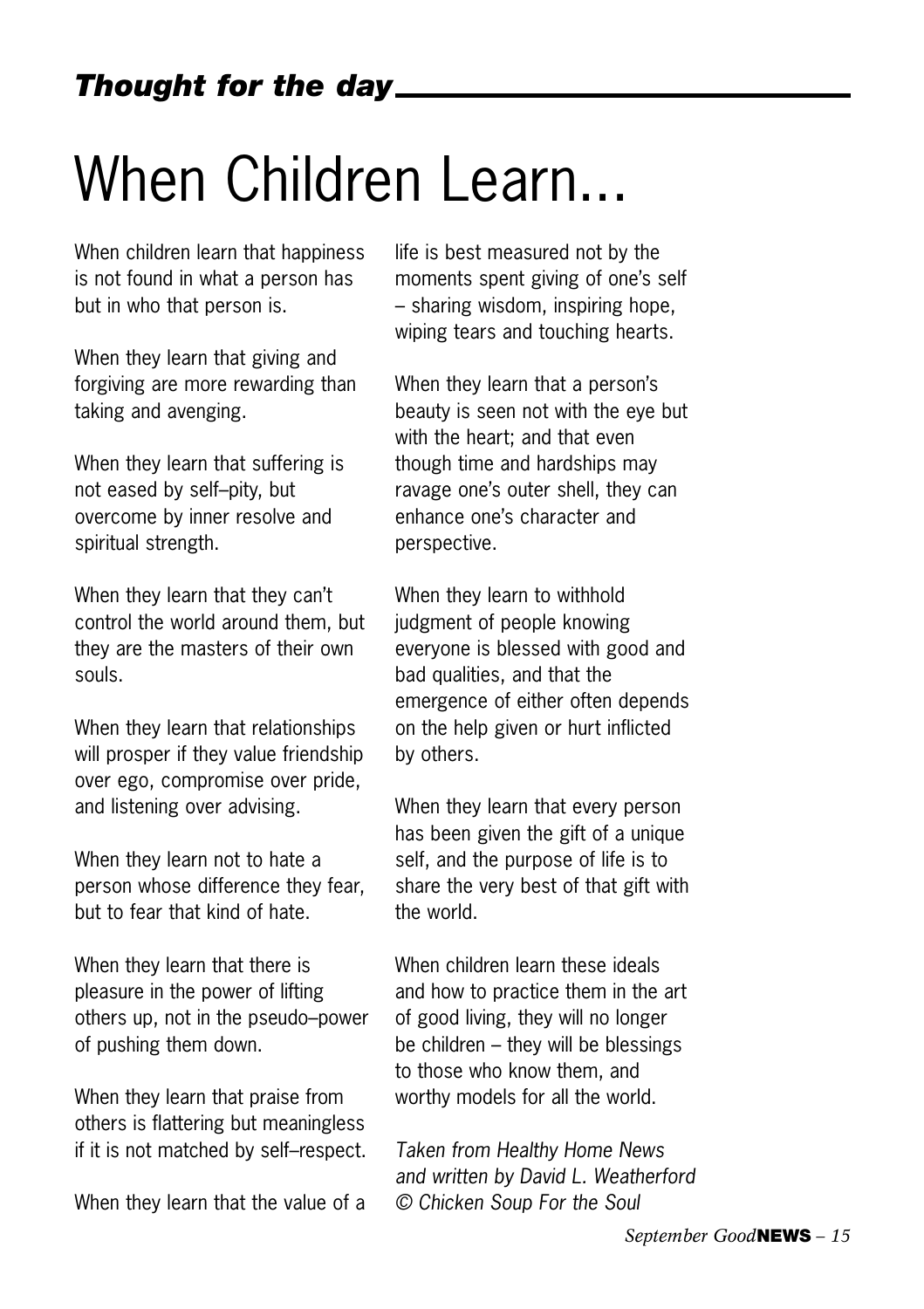## *Thought for the day*

# When Children Learn...

When children learn that happiness is not found in what a person has but in who that person is.

When they learn that giving and forgiving are more rewarding than taking and avenging.

When they learn that suffering is not eased by self–pity, but overcome by inner resolve and spiritual strength.

When they learn that they can't control the world around them, but they are the masters of their own souls.

When they learn that relationships will prosper if they value friendship over ego, compromise over pride, and listening over advising.

When they learn not to hate a person whose difference they fear, but to fear that kind of hate.

When they learn that there is pleasure in the power of lifting others up, not in the pseudo–power of pushing them down.

When they learn that praise from others is flattering but meaningless if it is not matched by self–respect.

When they learn that the value of a life is best measured not by the moments spent giving of one's self – sharing wisdom, inspiring hope, wiping tears and touching hearts.

When they learn that a person's beauty is seen not with the eye but with the heart; and that even though time and hardships may ravage one's outer shell, they can enhance one's character and perspective.

When they learn to withhold judgment of people knowing everyone is blessed with good and bad qualities, and that the emergence of either often depends on the help given or hurt inflicted by others.

When they learn that every person has been given the gift of a unique self, and the purpose of life is to share the very best of that gift with the world.

When children learn these ideals and how to practice them in the art of good living, they will no longer be children – they will be blessings to those who know them, and worthy models for all the world.

*Taken from Healthy Home News and written by David L. Weatherford © Chicken Soup For the Soul*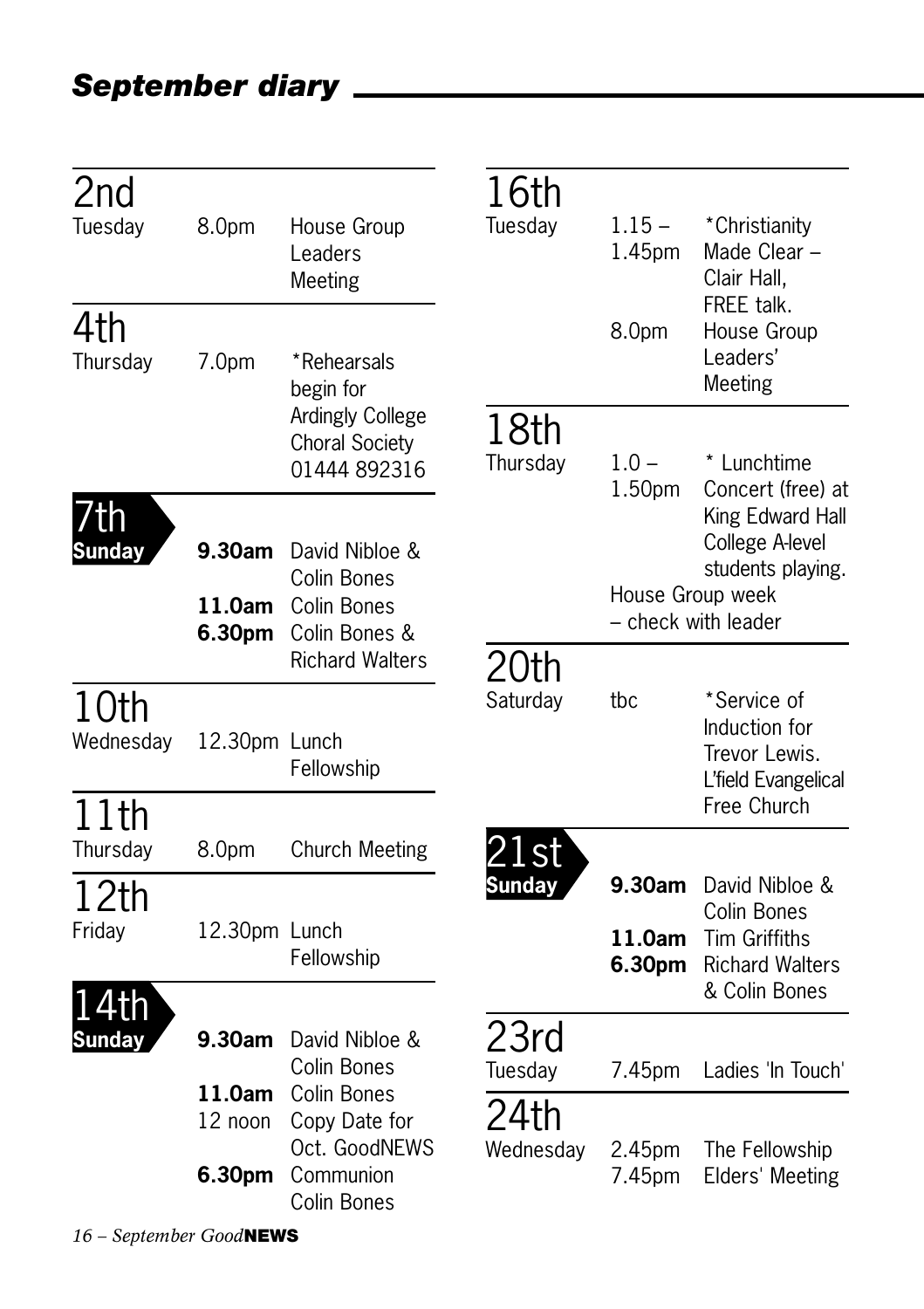## *September diary*

| Date | Time | Event |
|---|---|---|
| **2nd** Tuesday | 8.0pm | House Group Leaders Meeting |
| **4th** Thursday | 7.0pm | *Rehearsals begin for Ardingly College Choral Society 01444 892316 |
| **7th Sunday** | **9.30am** | David Nibloe & Colin Bones |
| | **11.0am** | Colin Bones |
| | **6.30pm** | Colin Bones & Richard Walters |
| **10th** Wednesday | 12.30pm | Lunch Fellowship |
| **11th** Thursday | 8.0pm | Church Meeting |
| **12th** Friday | 12.30pm | Lunch Fellowship |
| **14th Sunday** | **9.30am** | David Nibloe & Colin Bones |
| | **11.0am** | Colin Bones |
| | 12 noon | Copy Date for Oct. GoodNEWS |
| | **6.30pm** | Communion Colin Bones |
| **16th** Tuesday | 1.15 – 1.45pm | *Christianity Made Clear – Clair Hall, FREE talk. |
| | 8.0pm | House Group Leaders' Meeting |
| **18th** Thursday | 1.0 – 1.50pm | * Lunchtime Concert (free) at King Edward Hall College A-level students playing. |
| | House Group week – check with leader | |
| **20th** Saturday | tbc | *Service of Induction for Trevor Lewis. L'field Evangelical Free Church |
| **21st Sunday** | **9.30am** | David Nibloe & Colin Bones |
| | **11.0am** | Tim Griffiths |
| | **6.30pm** | Richard Walters & Colin Bones |
| **23rd** Tuesday | 7.45pm | Ladies 'In Touch' |
| **24th** Wednesday | 2.45pm | The Fellowship |
| | 7.45pm | Elders' Meeting |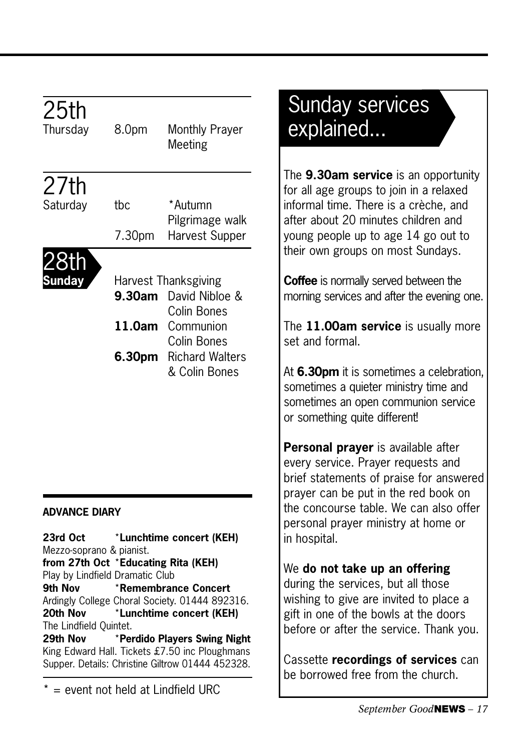## 25th
Thursday

8.0pm — Monthly Prayer Meeting

## 27th
Saturday

tbc — *Autumn Pilgrimage walk

7.30pm — Harvest Supper

## 28th
**Sunday**

Harvest Thanksgiving

**9.30am** David Nibloe & Colin Bones

**11.0am** Communion Colin Bones

**6.30pm** Richard Walters & Colin Bones

**ADVANCE DIARY**

**23rd Oct** *__Lunchtime concert (KEH)__
Mezzo-soprano & pianist.

**from 27th Oct** *__Educating Rita (KEH)__
Play by Lindfield Dramatic Club

**9th Nov** *__Remembrance Concert__
Ardingly College Choral Society. 01444 892316.

**20th Nov** *__Lunchtime concert (KEH)__
The Lindfield Quintet.

**29th Nov** *__Perdido Players Swing Night__
King Edward Hall. Tickets £7.50 inc Ploughmans Supper. Details: Christine Giltrow 01444 452328.

* = event not held at Lindfield URC

## Sunday services explained...

The **9.30am service** is an opportunity for all age groups to join in a relaxed informal time. There is a crèche, and after about 20 minutes children and young people up to age 14 go out to their own groups on most Sundays.

**Coffee** is normally served between the morning services and after the evening one.

The **11.00am service** is usually more set and formal.

At **6.30pm** it is sometimes a celebration, sometimes a quieter ministry time and sometimes an open communion service or something quite different!

**Personal prayer** is available after every service. Prayer requests and brief statements of praise for answered prayer can be put in the red book on the concourse table. We can also offer personal prayer ministry at home or in hospital.

We **do not take up an offering** during the services, but all those wishing to give are invited to place a gift in one of the bowls at the doors before or after the service. Thank you.

Cassette **recordings of services** can be borrowed free from the church.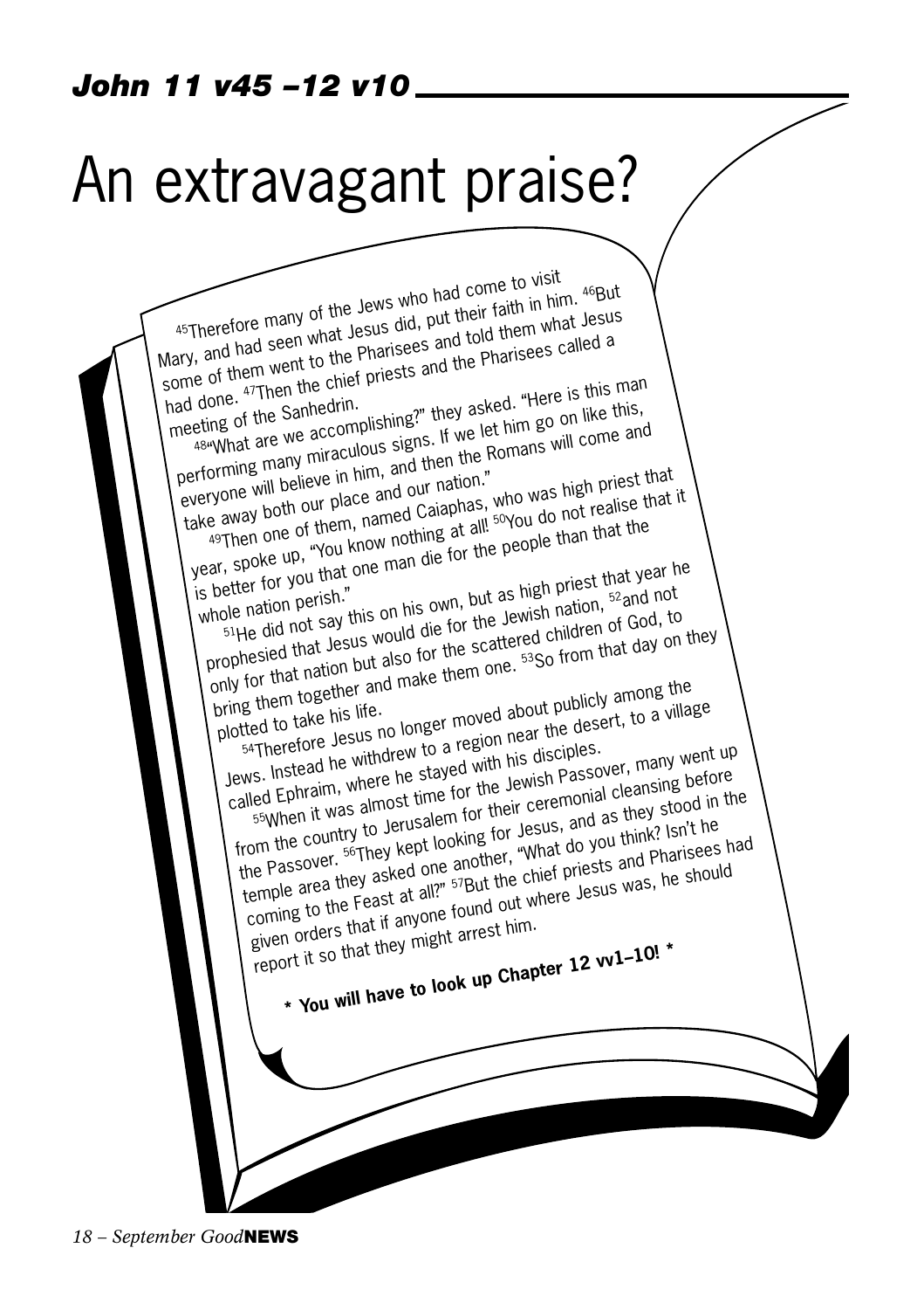## John 11 v45 –12 v10

# An extravagant praise?

[45]Therefore many of the Jews who had come to visit Mary, and had seen what Jesus did, put their faith in him. [46]But some of them went to the Pharisees and told them what Jesus had done. [47]Then the chief priests and the Pharisees called a meeting of the Sanhedrin.

[48]"What are we accomplishing?" they asked. "Here is this man performing many miraculous signs. If we let him go on like this, everyone will believe in him, and then the Romans will come and take away both our place and our nation."

[49]Then one of them, named Caiaphas, who was high priest that year, spoke up, "You know nothing at all! [50]You do not realise that it is better for you that one man die for the people than that the whole nation perish."

[51]He did not say this on his own, but as high priest that year he prophesied that Jesus would die for the Jewish nation, [52]and not only for that nation but also for the scattered children of God, to bring them together and make them one. [53]So from that day on they plotted to take his life.

[54]Therefore Jesus no longer moved about publicly among the Jews. Instead he withdrew to a region near the desert, to a village called Ephraim, where he stayed with his disciples.

[55]When it was almost time for the Jewish Passover, many went up from the country to Jerusalem for their ceremonial cleansing before the Passover. [56]They kept looking for Jesus, and as they stood in the temple area they asked one another, "What do you think? Isn't he coming to the Feast at all?" [57]But the chief priests and Pharisees had given orders that if anyone found out where Jesus was, he should report it so that they might arrest him.

**\* You will have to look up Chapter 12 vv1–10! \***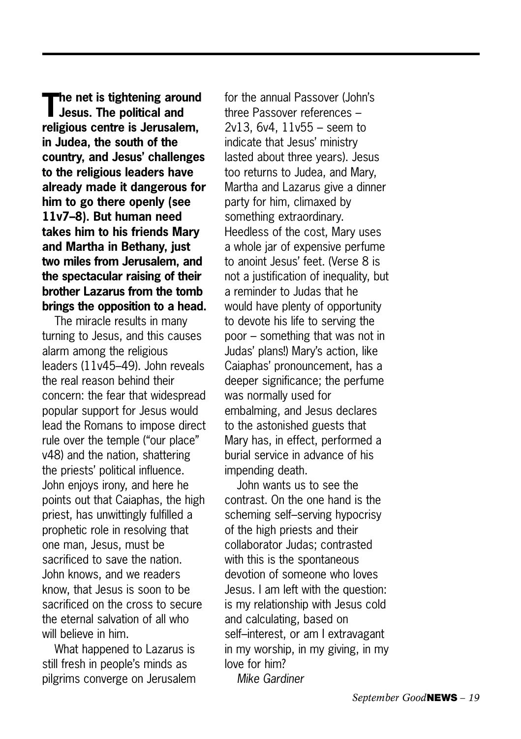**The net is tightening around Jesus. The political and religious centre is Jerusalem, in Judea, the south of the country, and Jesus' challenges to the religious leaders have already made it dangerous for him to go there openly (see 11v7–8). But human need takes him to his friends Mary and Martha in Bethany, just two miles from Jerusalem, and the spectacular raising of their brother Lazarus from the tomb brings the opposition to a head.**

The miracle results in many turning to Jesus, and this causes alarm among the religious leaders (11v45–49). John reveals the real reason behind their concern: the fear that widespread popular support for Jesus would lead the Romans to impose direct rule over the temple ("our place" v48) and the nation, shattering the priests' political influence. John enjoys irony, and here he points out that Caiaphas, the high priest, has unwittingly fulfilled a prophetic role in resolving that one man, Jesus, must be sacrificed to save the nation. John knows, and we readers know, that Jesus is soon to be sacrificed on the cross to secure the eternal salvation of all who will believe in him.

What happened to Lazarus is still fresh in people's minds as pilgrims converge on Jerusalem for the annual Passover (John's three Passover references – 2v13, 6v4, 11v55 – seem to indicate that Jesus' ministry lasted about three years). Jesus too returns to Judea, and Mary, Martha and Lazarus give a dinner party for him, climaxed by something extraordinary. Heedless of the cost, Mary uses a whole jar of expensive perfume to anoint Jesus' feet. (Verse 8 is not a justification of inequality, but a reminder to Judas that he would have plenty of opportunity to devote his life to serving the poor – something that was not in Judas' plans!) Mary's action, like Caiaphas' pronouncement, has a deeper significance; the perfume was normally used for embalming, and Jesus declares to the astonished guests that Mary has, in effect, performed a burial service in advance of his impending death.

John wants us to see the contrast. On the one hand is the scheming self–serving hypocrisy of the high priests and their collaborator Judas; contrasted with this is the spontaneous devotion of someone who loves Jesus. I am left with the question: is my relationship with Jesus cold and calculating, based on self–interest, or am I extravagant in my worship, in my giving, in my love for him?

*Mike Gardiner*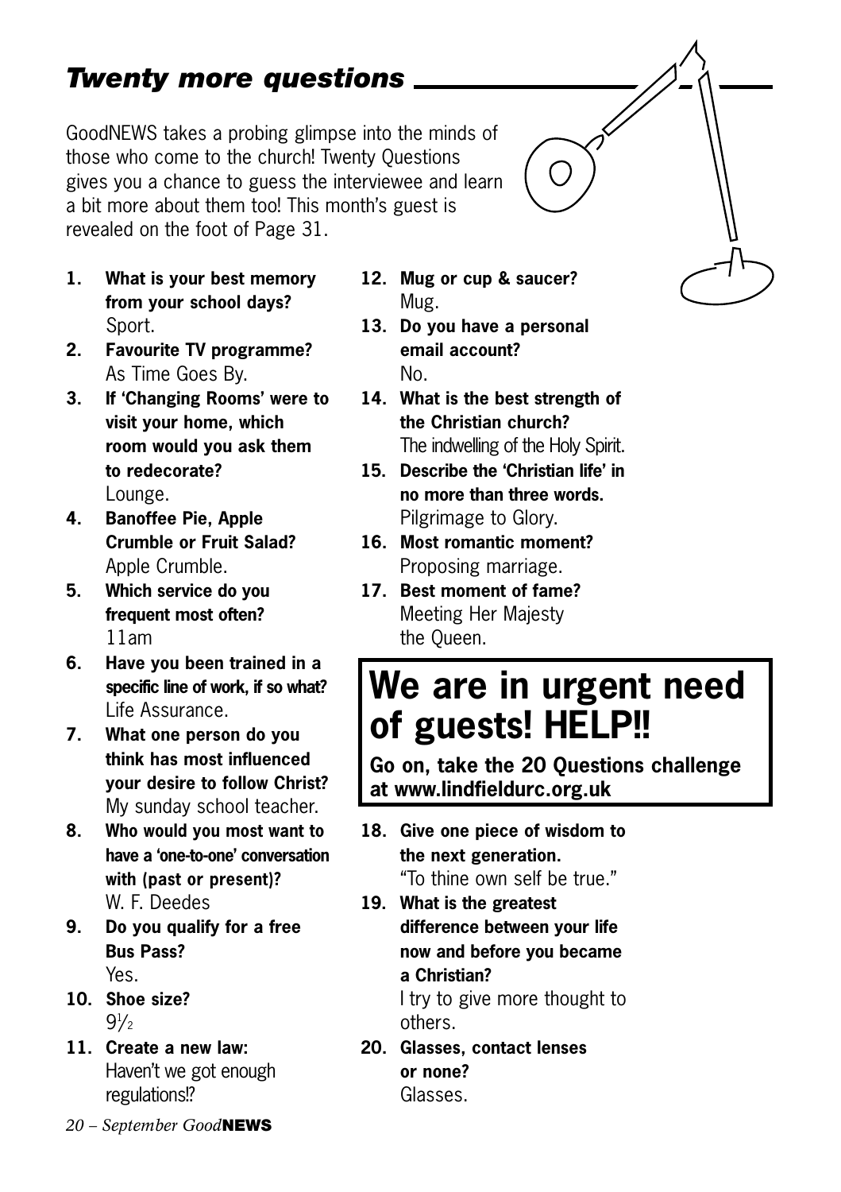## *Twenty more questions*

GoodNEWS takes a probing glimpse into the minds of those who come to the church! Twenty Questions gives you a chance to guess the interviewee and learn a bit more about them too! This month's guest is revealed on the foot of Page 31.

1. **What is your best memory from your school days?**
   Sport.
2. **Favourite TV programme?**
   As Time Goes By.
3. **If 'Changing Rooms' were to visit your home, which room would you ask them to redecorate?**
   Lounge.
4. **Banoffee Pie, Apple Crumble or Fruit Salad?**
   Apple Crumble.
5. **Which service do you frequent most often?**
   11am
6. **Have you been trained in a specific line of work, if so what?**
   Life Assurance.
7. **What one person do you think has most influenced your desire to follow Christ?**
   My sunday school teacher.
8. **Who would you most want to have a 'one-to-one' conversation with (past or present)?**
   W. F. Deedes
9. **Do you qualify for a free Bus Pass?**
   Yes.
10. **Shoe size?**
    9½
11. **Create a new law:**
    Haven't we got enough regulations!?
12. **Mug or cup & saucer?**
    Mug.
13. **Do you have a personal email account?**
    No.
14. **What is the best strength of the Christian church?**
    The indwelling of the Holy Spirit.
15. **Describe the 'Christian life' in no more than three words.**
    Pilgrimage to Glory.
16. **Most romantic moment?**
    Proposing marriage.
17. **Best moment of fame?**
    Meeting Her Majesty the Queen.

# We are in urgent need of guests! HELP!!

**Go on, take the 20 Questions challenge at www.lindfieldurc.org.uk**

18. **Give one piece of wisdom to the next generation.**
    "To thine own self be true."
19. **What is the greatest difference between your life now and before you became a Christian?**
    I try to give more thought to others.
20. **Glasses, contact lenses or none?**
    Glasses.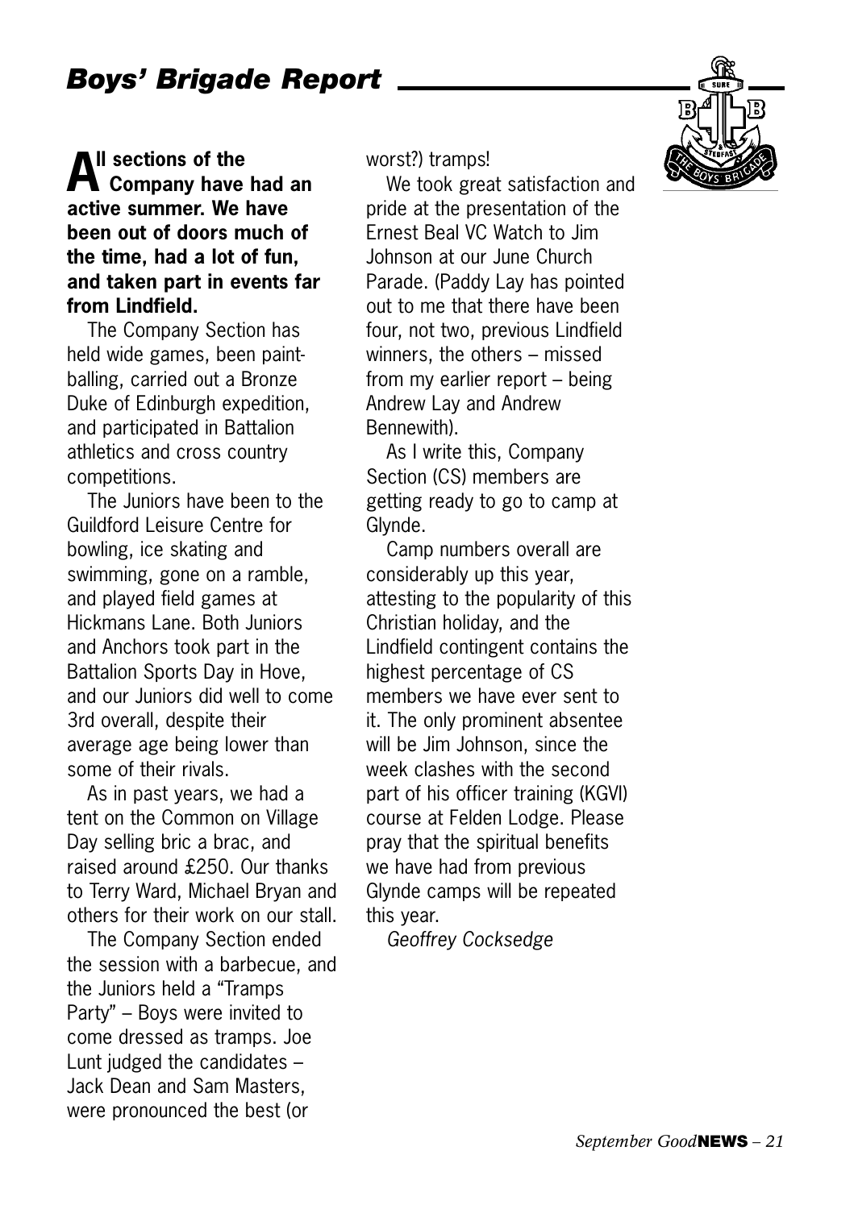## *Boys' Brigade Report*

**All sections of the Company have had an active summer. We have been out of doors much of the time, had a lot of fun, and taken part in events far from Lindfield.**

The Company Section has held wide games, been paint-balling, carried out a Bronze Duke of Edinburgh expedition, and participated in Battalion athletics and cross country competitions.

The Juniors have been to the Guildford Leisure Centre for bowling, ice skating and swimming, gone on a ramble, and played field games at Hickmans Lane. Both Juniors and Anchors took part in the Battalion Sports Day in Hove, and our Juniors did well to come 3rd overall, despite their average age being lower than some of their rivals.

As in past years, we had a tent on the Common on Village Day selling bric a brac, and raised around £250. Our thanks to Terry Ward, Michael Bryan and others for their work on our stall.

The Company Section ended the session with a barbecue, and the Juniors held a "Tramps Party" – Boys were invited to come dressed as tramps. Joe Lunt judged the candidates – Jack Dean and Sam Masters, were pronounced the best (or worst?) tramps!

We took great satisfaction and pride at the presentation of the Ernest Beal VC Watch to Jim Johnson at our June Church Parade. (Paddy Lay has pointed out to me that there have been four, not two, previous Lindfield winners, the others – missed from my earlier report – being Andrew Lay and Andrew Bennewith).

As I write this, Company Section (CS) members are getting ready to go to camp at Glynde.

Camp numbers overall are considerably up this year, attesting to the popularity of this Christian holiday, and the Lindfield contingent contains the highest percentage of CS members we have ever sent to it. The only prominent absentee will be Jim Johnson, since the week clashes with the second part of his officer training (KGVI) course at Felden Lodge. Please pray that the spiritual benefits we have had from previous Glynde camps will be repeated this year.

*Geoffrey Cocksedge*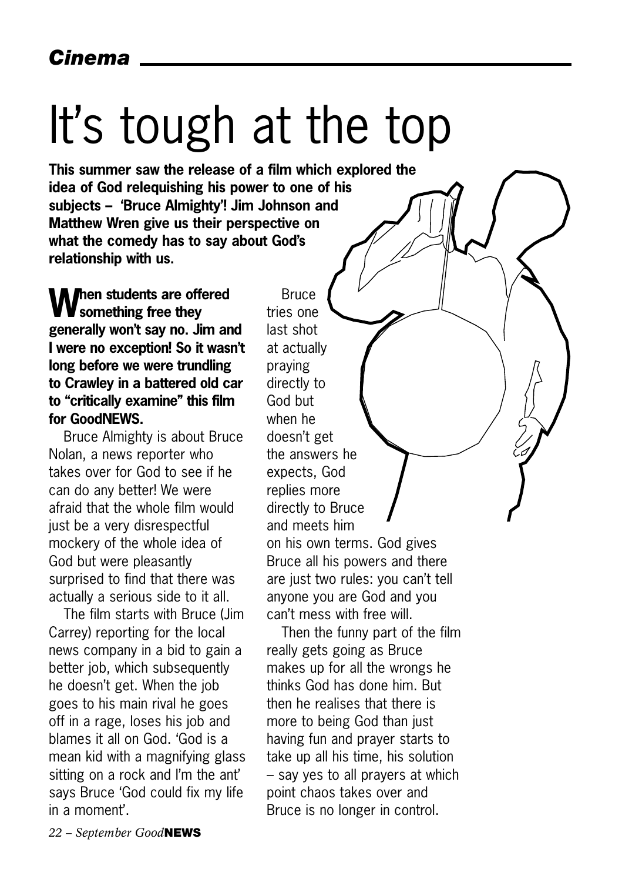*Cinema*

# It's tough at the top

**This summer saw the release of a film which explored the idea of God relequishing his power to one of his subjects – 'Bruce Almighty'! Jim Johnson and Matthew Wren give us their perspective on what the comedy has to say about God's relationship with us.**

**When students are offered something free they generally won't say no. Jim and I were no exception! So it wasn't long before we were trundling to Crawley in a battered old car to "critically examine" this film for GoodNEWS.**

Bruce Almighty is about Bruce Nolan, a news reporter who takes over for God to see if he can do any better! We were afraid that the whole film would just be a very disrespectful mockery of the whole idea of God but were pleasantly surprised to find that there was actually a serious side to it all.

The film starts with Bruce (Jim Carrey) reporting for the local news company in a bid to gain a better job, which subsequently he doesn't get. When the job goes to his main rival he goes off in a rage, loses his job and blames it all on God. 'God is a mean kid with a magnifying glass sitting on a rock and I'm the ant' says Bruce 'God could fix my life in a moment'.

Bruce tries one last shot at actually praying directly to God but when he doesn't get the answers he expects, God replies more directly to Bruce and meets him on his own terms. God gives Bruce all his powers and there are just two rules: you can't tell anyone you are God and you can't mess with free will.

Then the funny part of the film really gets going as Bruce makes up for all the wrongs he thinks God has done him. But then he realises that there is more to being God than just having fun and prayer starts to take up all his time, his solution – say yes to all prayers at which point chaos takes over and Bruce is no longer in control.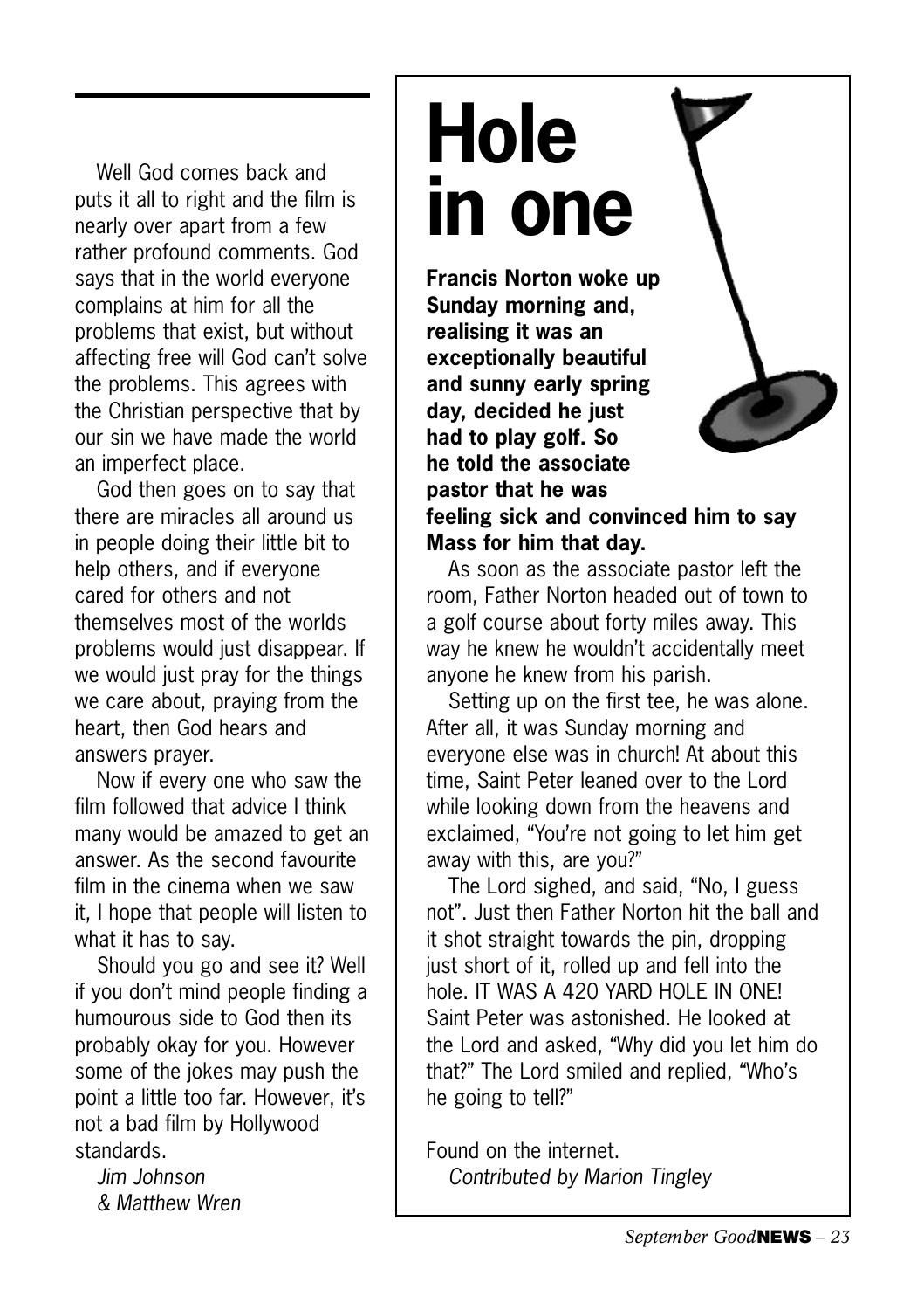Well God comes back and puts it all to right and the film is nearly over apart from a few rather profound comments. God says that in the world everyone complains at him for all the problems that exist, but without affecting free will God can't solve the problems. This agrees with the Christian perspective that by our sin we have made the world an imperfect place.

God then goes on to say that there are miracles all around us in people doing their little bit to help others, and if everyone cared for others and not themselves most of the worlds problems would just disappear. If we would just pray for the things we care about, praying from the heart, then God hears and answers prayer.

Now if every one who saw the film followed that advice I think many would be amazed to get an answer. As the second favourite film in the cinema when we saw it, I hope that people will listen to what it has to say.

Should you go and see it? Well if you don't mind people finding a humourous side to God then its probably okay for you. However some of the jokes may push the point a little too far. However, it's not a bad film by Hollywood standards.

*Jim Johnson*
*& Matthew Wren*

# Hole in one

**Francis Norton woke up Sunday morning and, realising it was an exceptionally beautiful and sunny early spring day, decided he just had to play golf. So he told the associate pastor that he was feeling sick and convinced him to say Mass for him that day.**

As soon as the associate pastor left the room, Father Norton headed out of town to a golf course about forty miles away. This way he knew he wouldn't accidentally meet anyone he knew from his parish.

Setting up on the first tee, he was alone. After all, it was Sunday morning and everyone else was in church! At about this time, Saint Peter leaned over to the Lord while looking down from the heavens and exclaimed, "You're not going to let him get away with this, are you?"

The Lord sighed, and said, "No, I guess not". Just then Father Norton hit the ball and it shot straight towards the pin, dropping just short of it, rolled up and fell into the hole. IT WAS A 420 YARD HOLE IN ONE! Saint Peter was astonished. He looked at the Lord and asked, "Why did you let him do that?" The Lord smiled and replied, "Who's he going to tell?"

Found on the internet.
*Contributed by Marion Tingley*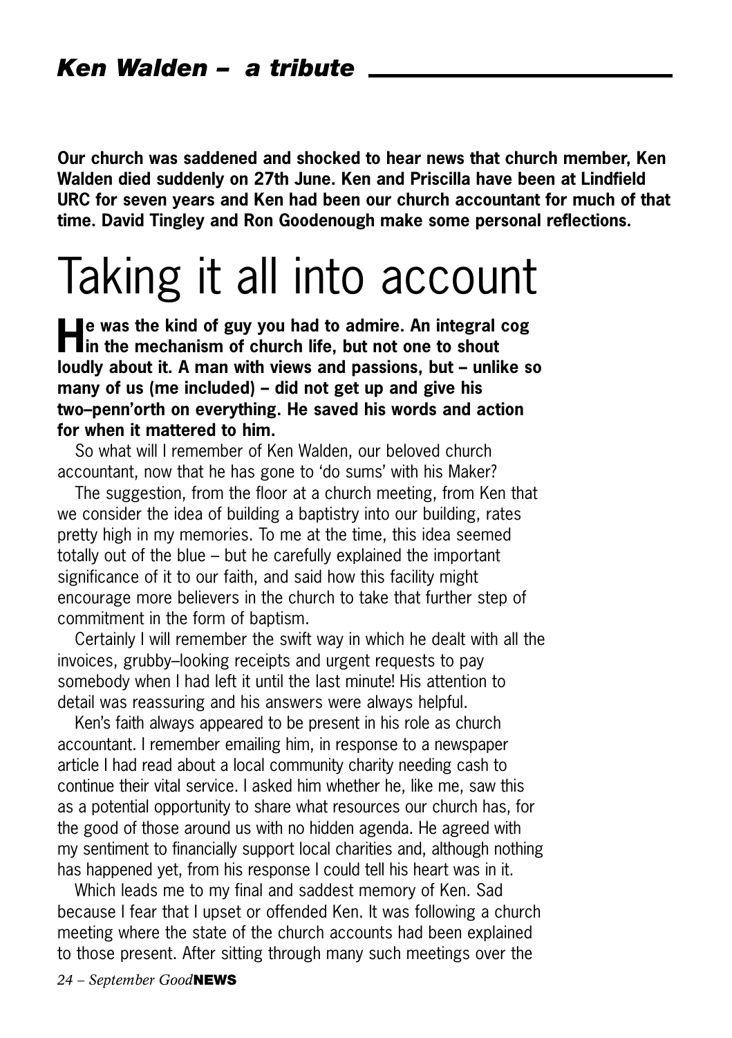## *Ken Walden – a tribute*

**Our church was saddened and shocked to hear news that church member, Ken Walden died suddenly on 27th June. Ken and Priscilla have been at Lindfield URC for seven years and Ken had been our church accountant for much of that time. David Tingley and Ron Goodenough make some personal reflections.**

# Taking it all into account

**He was the kind of guy you had to admire. An integral cog in the mechanism of church life, but not one to shout loudly about it. A man with views and passions, but – unlike so many of us (me included) – did not get up and give his two–penn'orth on everything. He saved his words and action for when it mattered to him.**

So what will I remember of Ken Walden, our beloved church accountant, now that he has gone to 'do sums' with his Maker?

The suggestion, from the floor at a church meeting, from Ken that we consider the idea of building a baptistry into our building, rates pretty high in my memories. To me at the time, this idea seemed totally out of the blue – but he carefully explained the important significance of it to our faith, and said how this facility might encourage more believers in the church to take that further step of commitment in the form of baptism.

Certainly I will remember the swift way in which he dealt with all the invoices, grubby–looking receipts and urgent requests to pay somebody when I had left it until the last minute! His attention to detail was reassuring and his answers were always helpful.

Ken's faith always appeared to be present in his role as church accountant. I remember emailing him, in response to a newspaper article I had read about a local community charity needing cash to continue their vital service. I asked him whether he, like me, saw this as a potential opportunity to share what resources our church has, for the good of those around us with no hidden agenda. He agreed with my sentiment to financially support local charities and, although nothing has happened yet, from his response I could tell his heart was in it.

Which leads me to my final and saddest memory of Ken. Sad because I fear that I upset or offended Ken. It was following a church meeting where the state of the church accounts had been explained to those present. After sitting through many such meetings over the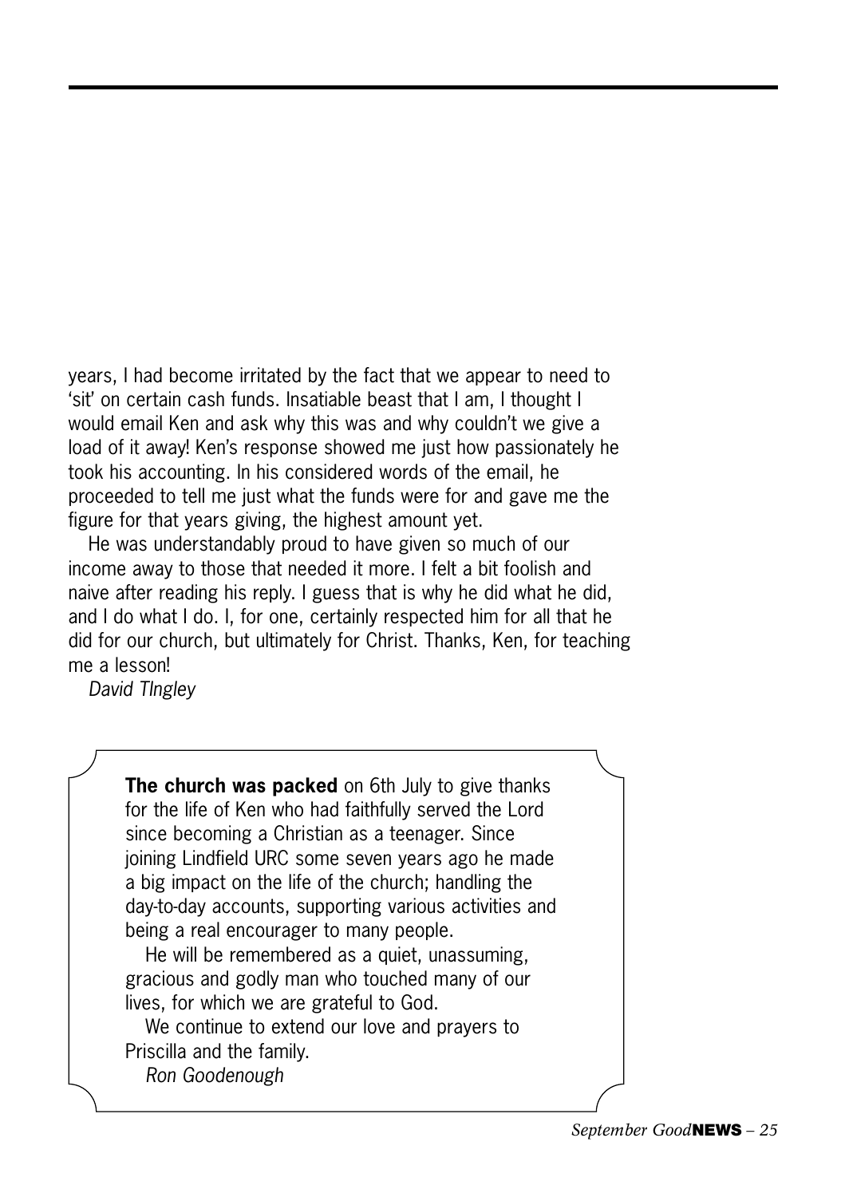years, I had become irritated by the fact that we appear to need to 'sit' on certain cash funds. Insatiable beast that I am, I thought I would email Ken and ask why this was and why couldn't we give a load of it away! Ken's response showed me just how passionately he took his accounting. In his considered words of the email, he proceeded to tell me just what the funds were for and gave me the figure for that years giving, the highest amount yet.

He was understandably proud to have given so much of our income away to those that needed it more. I felt a bit foolish and naive after reading his reply. I guess that is why he did what he did, and I do what I do. I, for one, certainly respected him for all that he did for our church, but ultimately for Christ. Thanks, Ken, for teaching me a lesson!

*David TIngley*

**The church was packed** on 6th July to give thanks for the life of Ken who had faithfully served the Lord since becoming a Christian as a teenager. Since joining Lindfield URC some seven years ago he made a big impact on the life of the church; handling the day-to-day accounts, supporting various activities and being a real encourager to many people.

He will be remembered as a quiet, unassuming, gracious and godly man who touched many of our lives, for which we are grateful to God.

We continue to extend our love and prayers to Priscilla and the family.

*Ron Goodenough*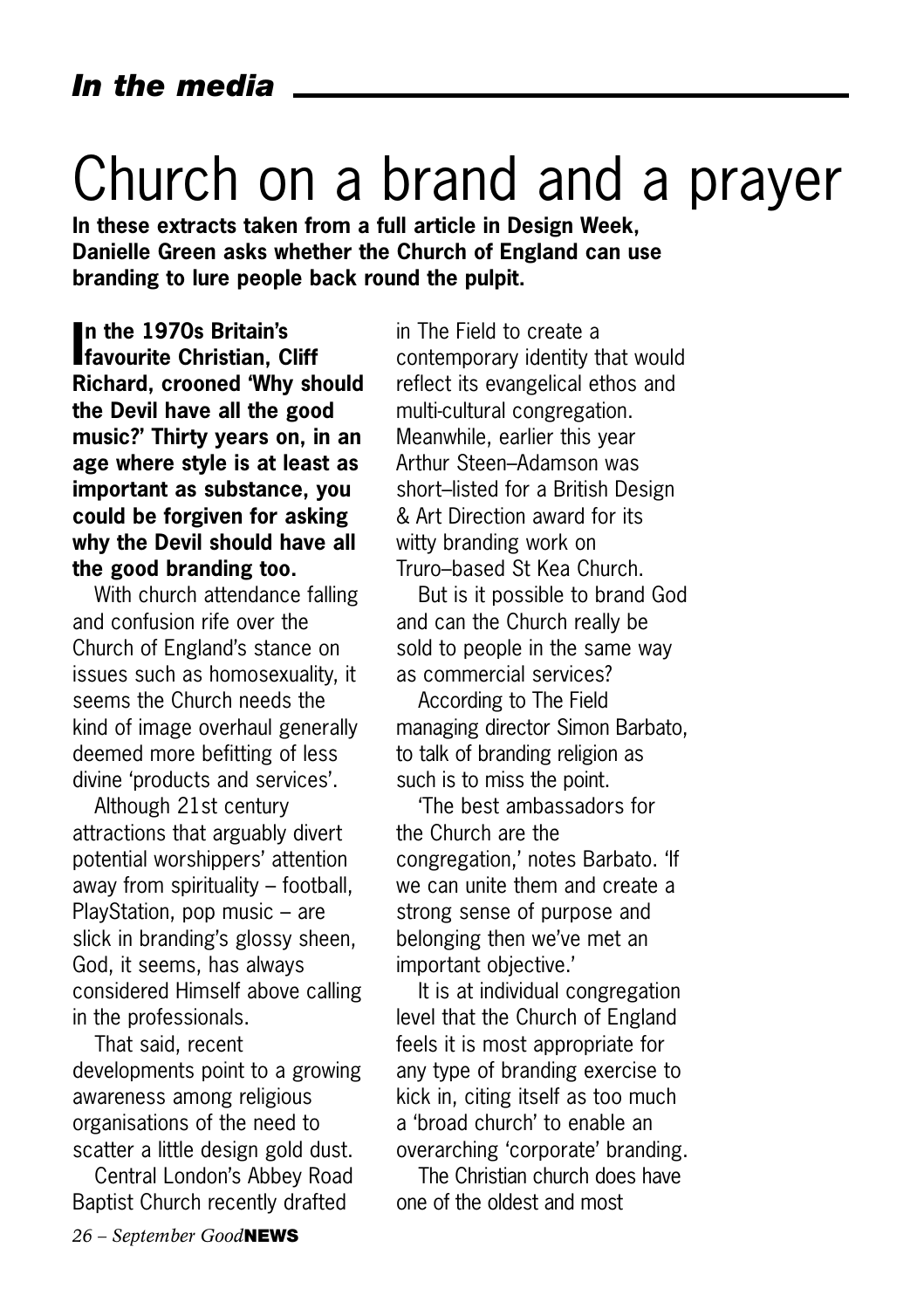## *In the media*

# Church on a brand and a prayer

**In these extracts taken from a full article in Design Week, Danielle Green asks whether the Church of England can use branding to lure people back round the pulpit.**

**In the 1970s Britain's favourite Christian, Cliff Richard, crooned 'Why should the Devil have all the good music?' Thirty years on, in an age where style is at least as important as substance, you could be forgiven for asking why the Devil should have all the good branding too.**

With church attendance falling and confusion rife over the Church of England's stance on issues such as homosexuality, it seems the Church needs the kind of image overhaul generally deemed more befitting of less divine 'products and services'.

Although 21st century attractions that arguably divert potential worshippers' attention away from spirituality – football, PlayStation, pop music – are slick in branding's glossy sheen, God, it seems, has always considered Himself above calling in the professionals.

That said, recent developments point to a growing awareness among religious organisations of the need to scatter a little design gold dust.

Central London's Abbey Road Baptist Church recently drafted in The Field to create a contemporary identity that would reflect its evangelical ethos and multi-cultural congregation. Meanwhile, earlier this year Arthur Steen–Adamson was short–listed for a British Design & Art Direction award for its witty branding work on Truro–based St Kea Church.

But is it possible to brand God and can the Church really be sold to people in the same way as commercial services?

According to The Field managing director Simon Barbato, to talk of branding religion as such is to miss the point.

'The best ambassadors for the Church are the congregation,' notes Barbato. 'If we can unite them and create a strong sense of purpose and belonging then we've met an important objective.'

It is at individual congregation level that the Church of England feels it is most appropriate for any type of branding exercise to kick in, citing itself as too much a 'broad church' to enable an overarching 'corporate' branding.

The Christian church does have one of the oldest and most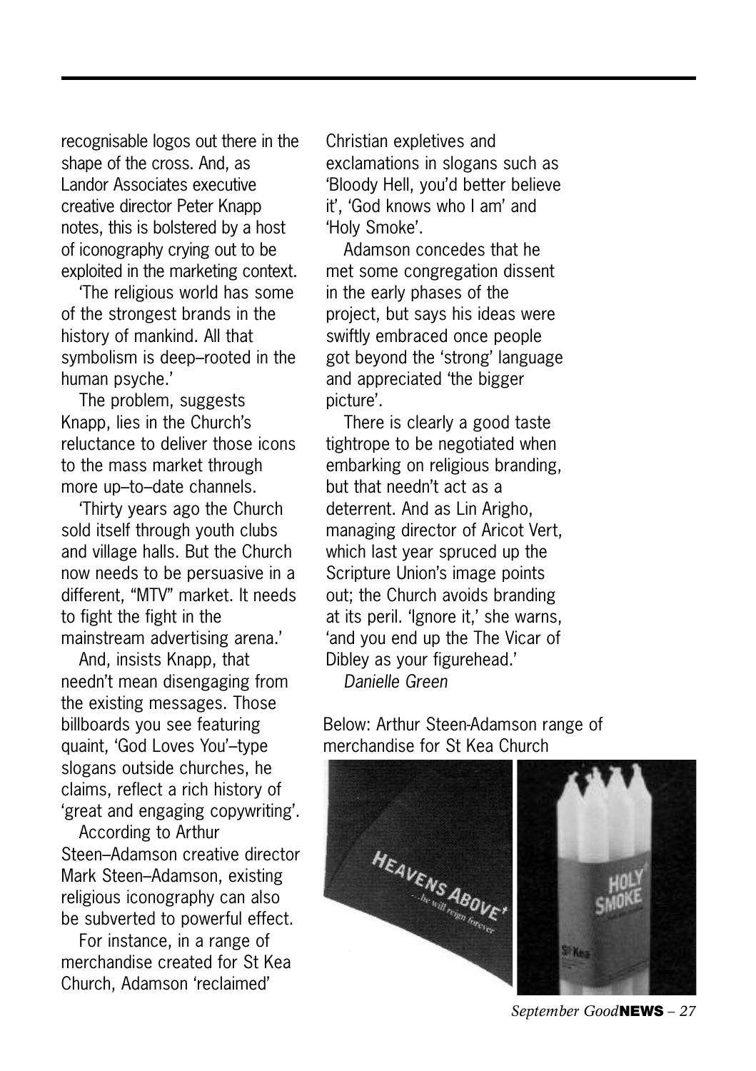recognisable logos out there in the shape of the cross. And, as Landor Associates executive creative director Peter Knapp notes, this is bolstered by a host of iconography crying out to be exploited in the marketing context.

'The religious world has some of the strongest brands in the history of mankind. All that symbolism is deep–rooted in the human psyche.'

The problem, suggests Knapp, lies in the Church's reluctance to deliver those icons to the mass market through more up–to–date channels.

'Thirty years ago the Church sold itself through youth clubs and village halls. But the Church now needs to be persuasive in a different, "MTV" market. It needs to fight the fight in the mainstream advertising arena.'

And, insists Knapp, that needn't mean disengaging from the existing messages. Those billboards you see featuring quaint, 'God Loves You'–type slogans outside churches, he claims, reflect a rich history of 'great and engaging copywriting'.

According to Arthur Steen–Adamson creative director Mark Steen–Adamson, existing religious iconography can also be subverted to powerful effect.

For instance, in a range of merchandise created for St Kea Church, Adamson 'reclaimed' Christian expletives and exclamations in slogans such as 'Bloody Hell, you'd better believe it', 'God knows who I am' and 'Holy Smoke'.

Adamson concedes that he met some congregation dissent in the early phases of the project, but says his ideas were swiftly embraced once people got beyond the 'strong' language and appreciated 'the bigger picture'.

There is clearly a good taste tightrope to be negotiated when embarking on religious branding, but that needn't act as a deterrent. And as Lin Arigho, managing director of Aricot Vert, which last year spruced up the Scripture Union's image points out; the Church avoids branding at its peril. 'Ignore it,' she warns, 'and you end up the The Vicar of Dibley as your figurehead.'

*Danielle Green*

Below: Arthur Steen-Adamson range of merchandise for St Kea Church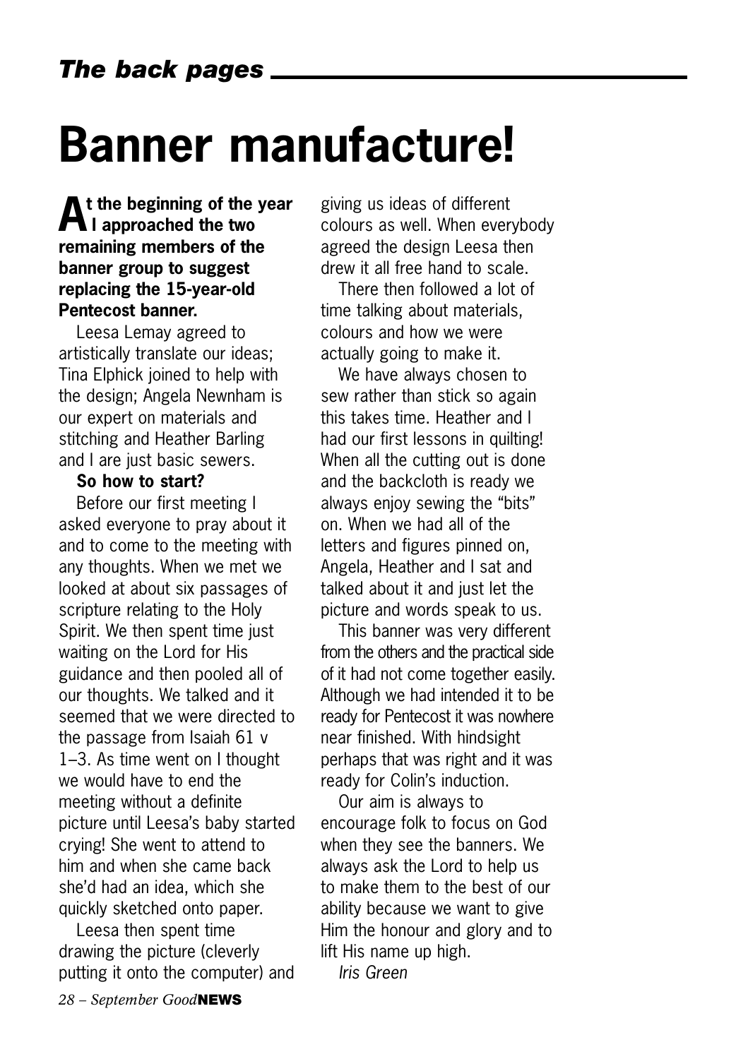# Banner manufacture!

**At the beginning of the year I approached the two remaining members of the banner group to suggest replacing the 15-year-old Pentecost banner.**

Leesa Lemay agreed to artistically translate our ideas; Tina Elphick joined to help with the design; Angela Newnham is our expert on materials and stitching and Heather Barling and I are just basic sewers.

**So how to start?**

Before our first meeting I asked everyone to pray about it and to come to the meeting with any thoughts. When we met we looked at about six passages of scripture relating to the Holy Spirit. We then spent time just waiting on the Lord for His guidance and then pooled all of our thoughts. We talked and it seemed that we were directed to the passage from Isaiah 61 v 1–3. As time went on I thought we would have to end the meeting without a definite picture until Leesa's baby started crying! She went to attend to him and when she came back she'd had an idea, which she quickly sketched onto paper.

Leesa then spent time drawing the picture (cleverly putting it onto the computer) and giving us ideas of different colours as well. When everybody agreed the design Leesa then drew it all free hand to scale.

There then followed a lot of time talking about materials, colours and how we were actually going to make it.

We have always chosen to sew rather than stick so again this takes time. Heather and I had our first lessons in quilting! When all the cutting out is done and the backcloth is ready we always enjoy sewing the "bits" on. When we had all of the letters and figures pinned on, Angela, Heather and I sat and talked about it and just let the picture and words speak to us.

This banner was very different from the others and the practical side of it had not come together easily. Although we had intended it to be ready for Pentecost it was nowhere near finished. With hindsight perhaps that was right and it was ready for Colin's induction.

Our aim is always to encourage folk to focus on God when they see the banners. We always ask the Lord to help us to make them to the best of our ability because we want to give Him the honour and glory and to lift His name up high.

*Iris Green*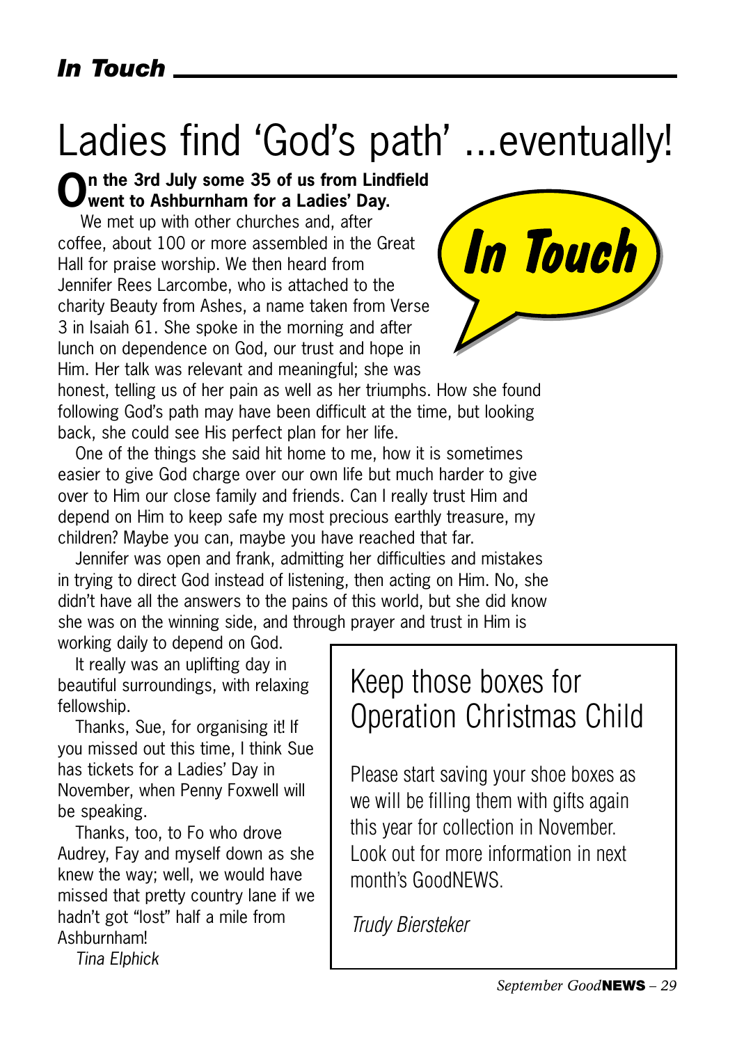# Ladies find 'God's path' ...eventually!

**On the 3rd July some 35 of us from Lindfield went to Ashburnham for a Ladies' Day.**

We met up with other churches and, after coffee, about 100 or more assembled in the Great Hall for praise worship. We then heard from Jennifer Rees Larcombe, who is attached to the charity Beauty from Ashes, a name taken from Verse 3 in Isaiah 61. She spoke in the morning and after lunch on dependence on God, our trust and hope in Him. Her talk was relevant and meaningful; she was honest, telling us of her pain as well as her triumphs. How she found following God's path may have been difficult at the time, but looking back, she could see His perfect plan for her life.

One of the things she said hit home to me, how it is sometimes easier to give God charge over our own life but much harder to give over to Him our close family and friends. Can I really trust Him and depend on Him to keep safe my most precious earthly treasure, my children? Maybe you can, maybe you have reached that far.

Jennifer was open and frank, admitting her difficulties and mistakes in trying to direct God instead of listening, then acting on Him. No, she didn't have all the answers to the pains of this world, but she did know she was on the winning side, and through prayer and trust in Him is working daily to depend on God.

It really was an uplifting day in beautiful surroundings, with relaxing fellowship.

Thanks, Sue, for organising it! If you missed out this time, I think Sue has tickets for a Ladies' Day in November, when Penny Foxwell will be speaking.

Thanks, too, to Fo who drove Audrey, Fay and myself down as she knew the way; well, we would have missed that pretty country lane if we hadn't got "lost" half a mile from Ashburnham!

*Tina Elphick*

## Keep those boxes for Operation Christmas Child

Please start saving your shoe boxes as we will be filling them with gifts again this year for collection in November. Look out for more information in next month's GoodNEWS.

*Trudy Biersteker*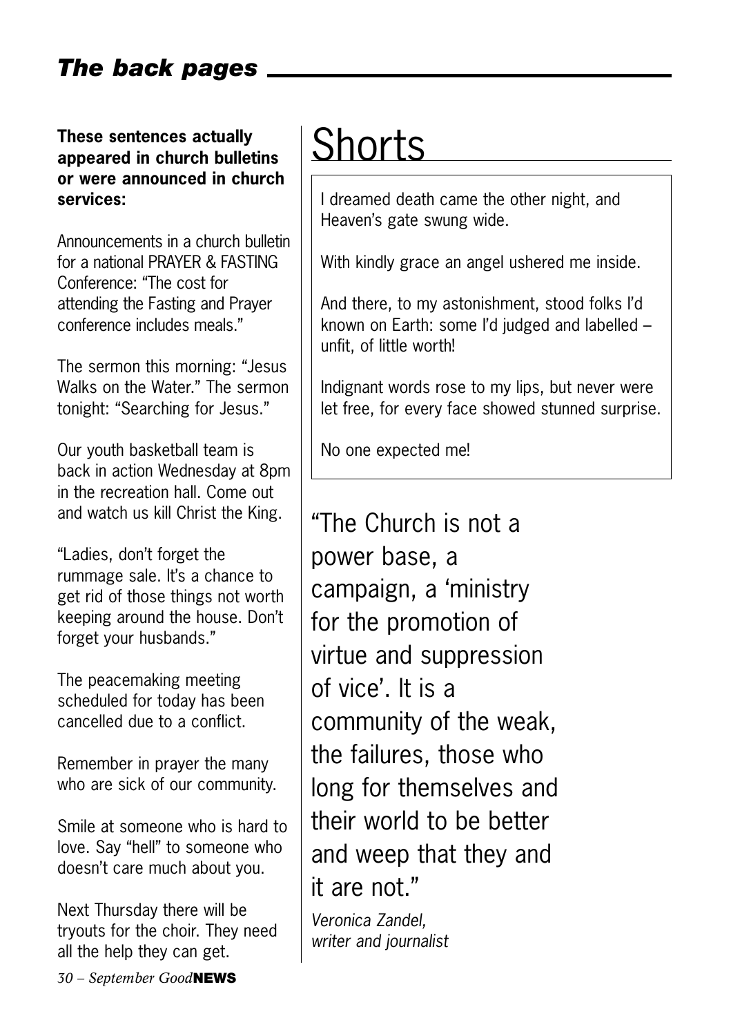## The back pages

**These sentences actually appeared in church bulletins or were announced in church services:**

Announcements in a church bulletin for a national PRAYER & FASTING Conference: "The cost for attending the Fasting and Prayer conference includes meals."

The sermon this morning: "Jesus Walks on the Water." The sermon tonight: "Searching for Jesus."

Our youth basketball team is back in action Wednesday at 8pm in the recreation hall. Come out and watch us kill Christ the King.

"Ladies, don't forget the rummage sale. It's a chance to get rid of those things not worth keeping around the house. Don't forget your husbands."

The peacemaking meeting scheduled for today has been cancelled due to a conflict.

Remember in prayer the many who are sick of our community.

Smile at someone who is hard to love. Say "hell" to someone who doesn't care much about you.

Next Thursday there will be tryouts for the choir. They need all the help they can get.

# Shorts

I dreamed death came the other night, and Heaven's gate swung wide.

With kindly grace an angel ushered me inside.

And there, to my astonishment, stood folks I'd known on Earth: some I'd judged and labelled – unfit, of little worth!

Indignant words rose to my lips, but never were let free, for every face showed stunned surprise.

No one expected me!

"The Church is not a power base, a campaign, a 'ministry for the promotion of virtue and suppression of vice'. It is a community of the weak, the failures, those who long for themselves and their world to be better and weep that they and it are not."

*Veronica Zandel, writer and journalist*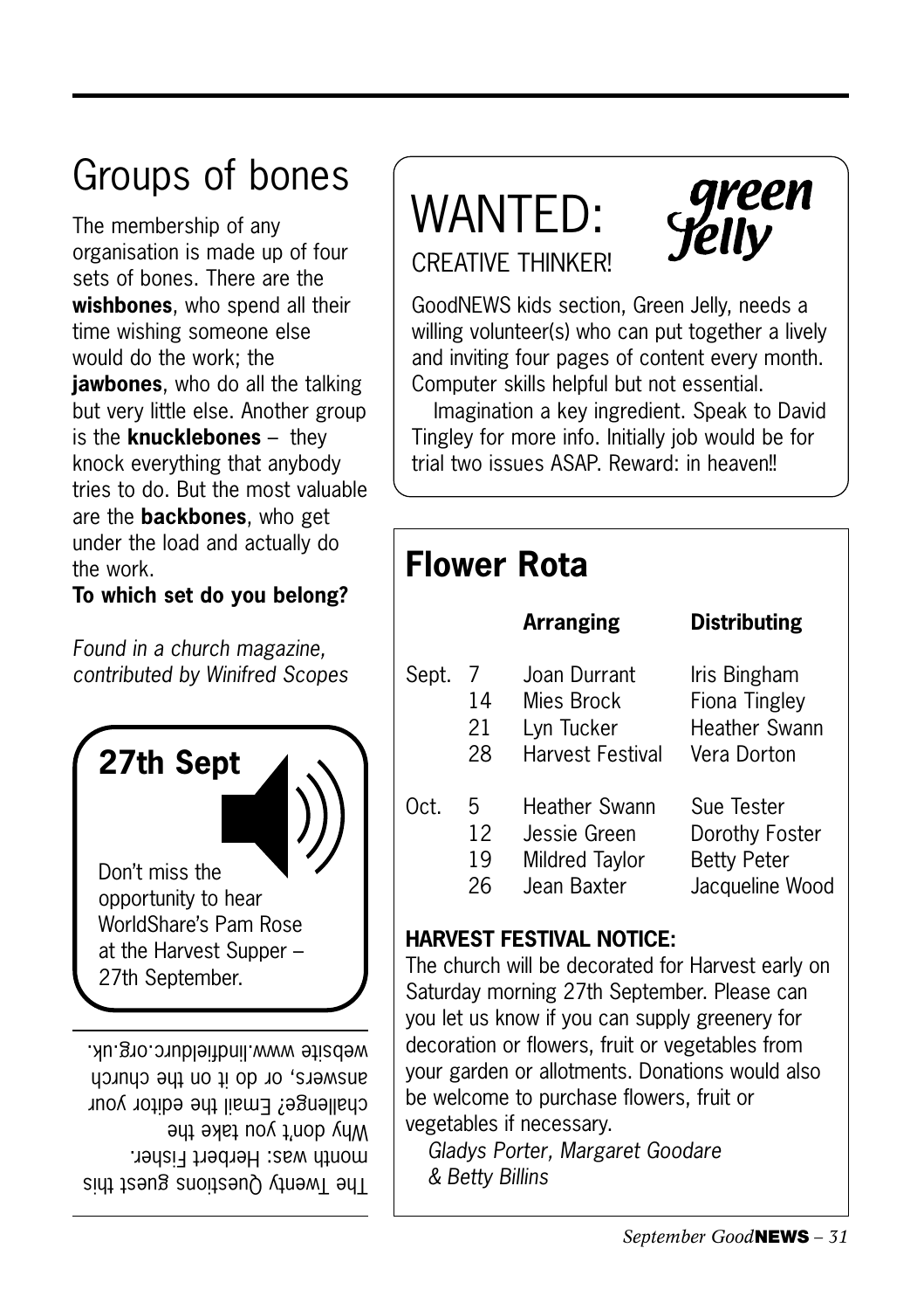# Groups of bones

The membership of any organisation is made up of four sets of bones. There are the **wishbones**, who spend all their time wishing someone else would do the work; the **jawbones**, who do all the talking but very little else. Another group is the **knucklebones** – they knock everything that anybody tries to do. But the most valuable are the **backbones**, who get under the load and actually do the work.

**To which set do you belong?**

*Found in a church magazine, contributed by Winifred Scopes*

## 27th Sept

Don't miss the opportunity to hear WorldShare's Pam Rose at the Harvest Supper – 27th September.

The Twenty Questions guest this month was: Herbert Fisher. Why don't you take the challenge? Email the editor your answers, or do it on the church website www.lindfieldurc.org.uk.

# WANTED:

## CREATIVE THINKER!

green Jelly

GoodNEWS kids section, Green Jelly, needs a willing volunteer(s) who can put together a lively and inviting four pages of content every month. Computer skills helpful but not essential.

Imagination a key ingredient. Speak to David Tingley for more info. Initially job would be for trial two issues ASAP. Reward: in heaven!!

## Flower Rota

| | | Arranging | Distributing |
|---|---|---|---|
| Sept. | 7 | Joan Durrant | Iris Bingham |
| | 14 | Mies Brock | Fiona Tingley |
| | 21 | Lyn Tucker | Heather Swann |
| | 28 | Harvest Festival | Vera Dorton |
| Oct. | 5 | Heather Swann | Sue Tester |
| | 12 | Jessie Green | Dorothy Foster |
| | 19 | Mildred Taylor | Betty Peter |
| | 26 | Jean Baxter | Jacqueline Wood |

**HARVEST FESTIVAL NOTICE:**

The church will be decorated for Harvest early on Saturday morning 27th September. Please can you let us know if you can supply greenery for decoration or flowers, fruit or vegetables from your garden or allotments. Donations would also be welcome to purchase flowers, fruit or vegetables if necessary.

*Gladys Porter, Margaret Goodare & Betty Billins*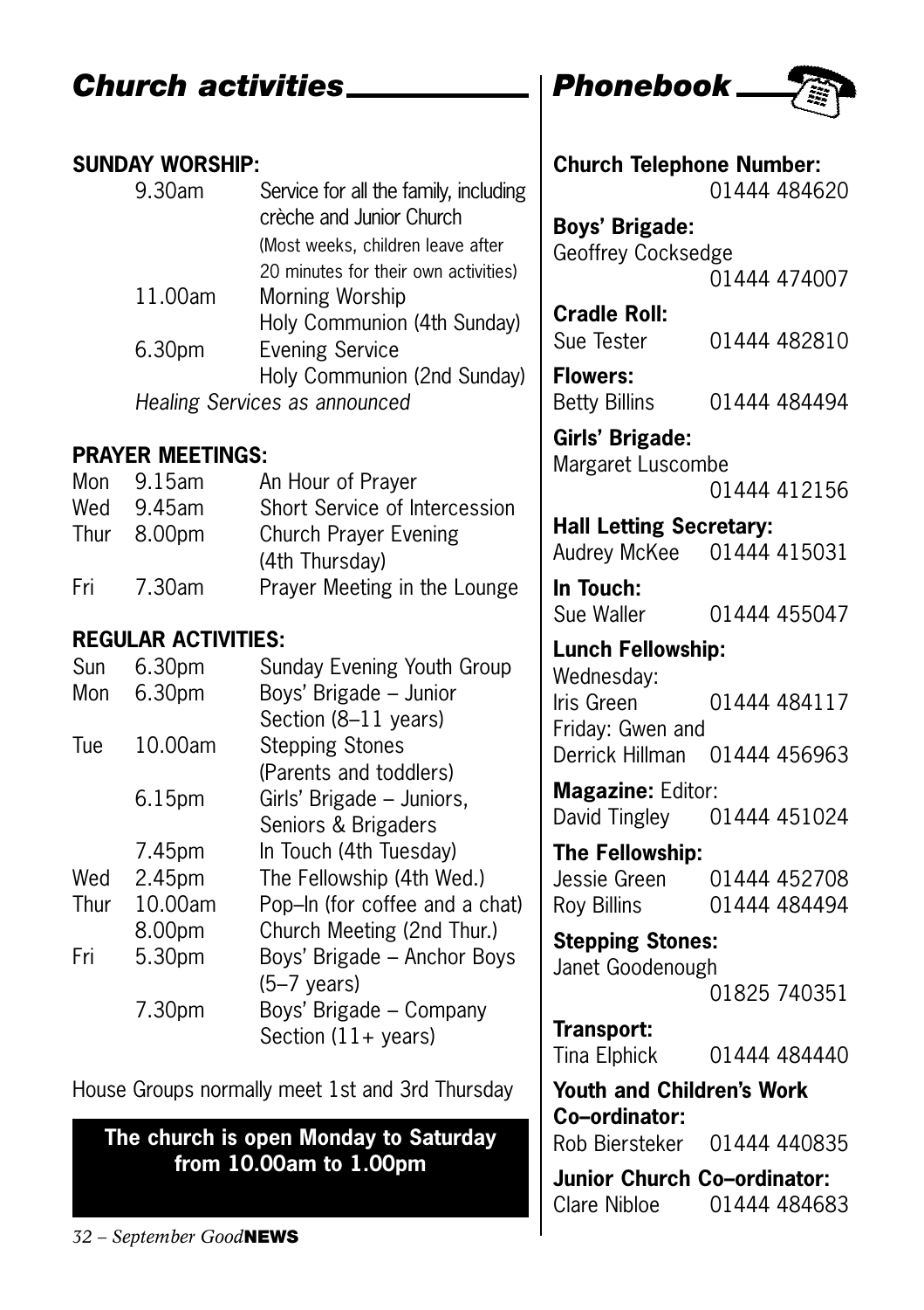## *Church activities*

**SUNDAY WORSHIP:**

| | |
|---|---|
| 9.30am | Service for all the family, including crèche and Junior Church (Most weeks, children leave after 20 minutes for their own activities) |
| 11.00am | Morning Worship<br>Holy Communion (4th Sunday) |
| 6.30pm | Evening Service<br>Holy Communion (2nd Sunday) |

*Healing Services as announced*

**PRAYER MEETINGS:**

| | | |
|---|---|---|
| Mon | 9.15am | An Hour of Prayer |
| Wed | 9.45am | Short Service of Intercession |
| Thur | 8.00pm | Church Prayer Evening (4th Thursday) |
| Fri | 7.30am | Prayer Meeting in the Lounge |

**REGULAR ACTIVITIES:**

| | | |
|---|---|---|
| Sun | 6.30pm | Sunday Evening Youth Group |
| Mon | 6.30pm | Boys' Brigade – Junior Section (8–11 years) |
| Tue | 10.00am | Stepping Stones (Parents and toddlers) |
| | 6.15pm | Girls' Brigade – Juniors, Seniors & Brigaders |
| | 7.45pm | In Touch (4th Tuesday) |
| Wed | 2.45pm | The Fellowship (4th Wed.) |
| Thur | 10.00am | Pop–In (for coffee and a chat) |
| | 8.00pm | Church Meeting (2nd Thur.) |
| Fri | 5.30pm | Boys' Brigade – Anchor Boys (5–7 years) |
| | 7.30pm | Boys' Brigade – Company Section (11+ years) |

House Groups normally meet 1st and 3rd Thursday

**The church is open Monday to Saturday from 10.00am to 1.00pm**

## *Phonebook*

**Church Telephone Number:** 01444 484620

**Boys' Brigade:**
Geoffrey Cocksedge 01444 474007

**Cradle Roll:**
Sue Tester 01444 482810

**Flowers:**
Betty Billins 01444 484494

**Girls' Brigade:**
Margaret Luscombe 01444 412156

**Hall Letting Secretary:**
Audrey McKee 01444 415031

**In Touch:**
Sue Waller 01444 455047

**Lunch Fellowship:**
Wednesday:
Iris Green 01444 484117
Friday: Gwen and Derrick Hillman 01444 456963

**Magazine:** Editor:
David Tingley 01444 451024

**The Fellowship:**
Jessie Green 01444 452708
Roy Billins 01444 484494

**Stepping Stones:**
Janet Goodenough 01825 740351

**Transport:**
Tina Elphick 01444 484440

**Youth and Children's Work Co–ordinator:**
Rob Biersteker 01444 440835

**Junior Church Co–ordinator:**
Clare Nibloe 01444 484683